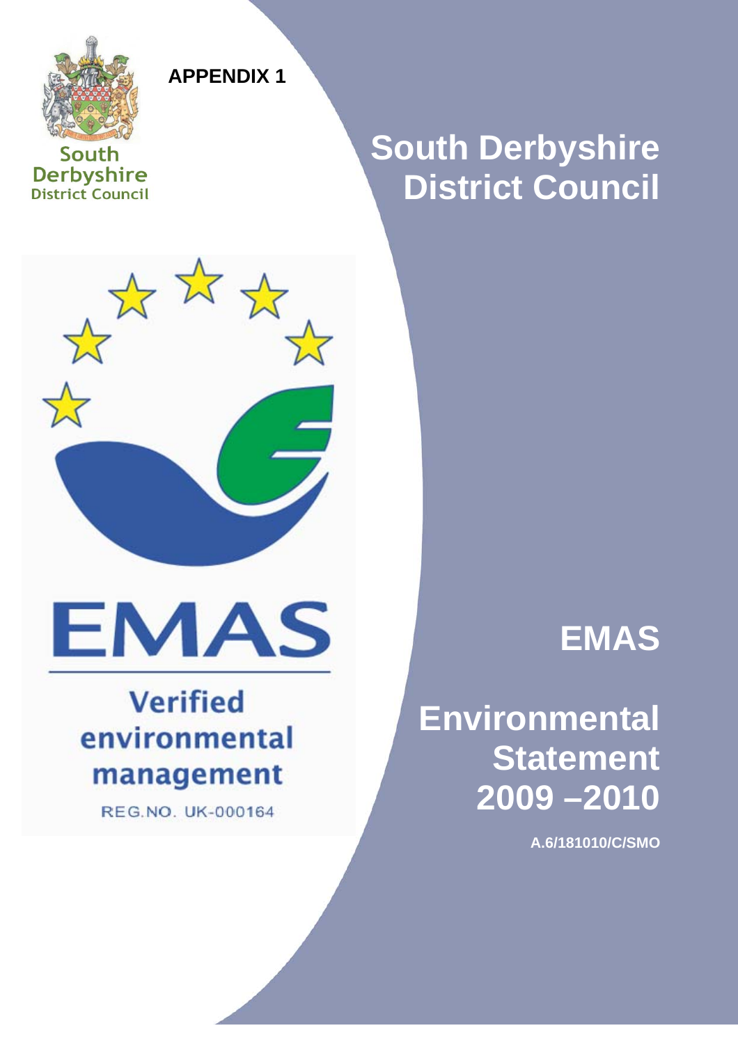**APPENDIX 1**

South Derbyshire District Council

# South Derbyshire District Council

EMAS

Verified environmental management

REG.NO. UK-000164

# EMAS

# Environmental Statement 2009 –2010

**A.6/181010/C/SMO**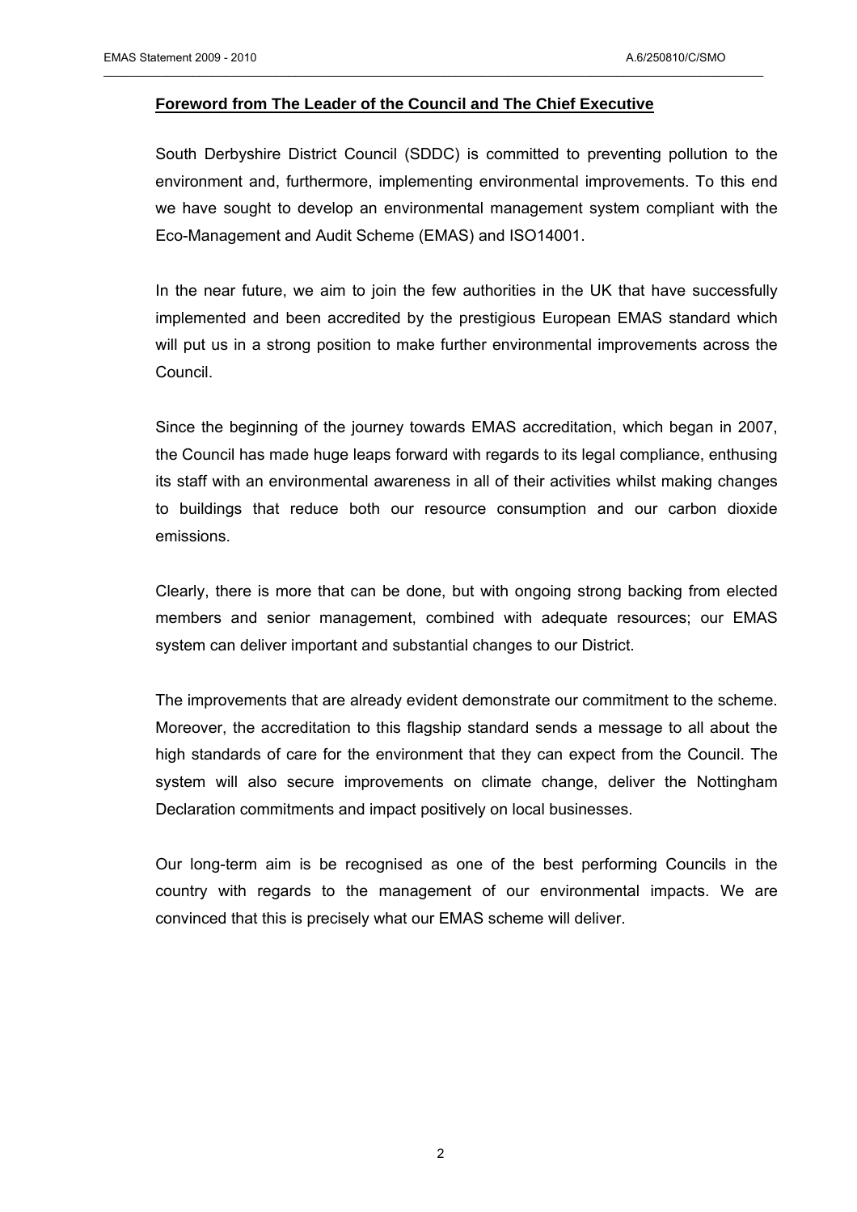## Foreword from The Leader of the Council and The Chief Executive

South Derbyshire District Council (SDDC) is committed to preventing pollution to the environment and, furthermore, implementing environmental improvements. To this end we have sought to develop an environmental management system compliant with the Eco-Management and Audit Scheme (EMAS) and ISO14001.

In the near future, we aim to join the few authorities in the UK that have successfully implemented and been accredited by the prestigious European EMAS standard which will put us in a strong position to make further environmental improvements across the Council.

Since the beginning of the journey towards EMAS accreditation, which began in 2007, the Council has made huge leaps forward with regards to its legal compliance, enthusing its staff with an environmental awareness in all of their activities whilst making changes to buildings that reduce both our resource consumption and our carbon dioxide emissions.

Clearly, there is more that can be done, but with ongoing strong backing from elected members and senior management, combined with adequate resources; our EMAS system can deliver important and substantial changes to our District.

The improvements that are already evident demonstrate our commitment to the scheme. Moreover, the accreditation to this flagship standard sends a message to all about the high standards of care for the environment that they can expect from the Council. The system will also secure improvements on climate change, deliver the Nottingham Declaration commitments and impact positively on local businesses.

Our long-term aim is be recognised as one of the best performing Councils in the country with regards to the management of our environmental impacts. We are convinced that this is precisely what our EMAS scheme will deliver.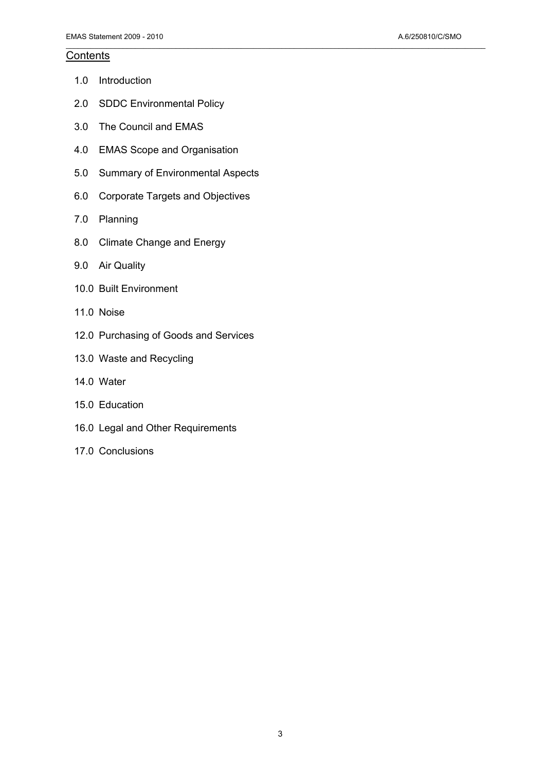## Contents

1.0 Introduction

2.0 SDDC Environmental Policy

3.0 The Council and EMAS

4.0 EMAS Scope and Organisation

5.0 Summary of Environmental Aspects

6.0 Corporate Targets and Objectives

7.0 Planning

8.0 Climate Change and Energy

9.0 Air Quality

10.0 Built Environment

11.0 Noise

12.0 Purchasing of Goods and Services

13.0 Waste and Recycling

14.0 Water

15.0 Education

16.0 Legal and Other Requirements

17.0 Conclusions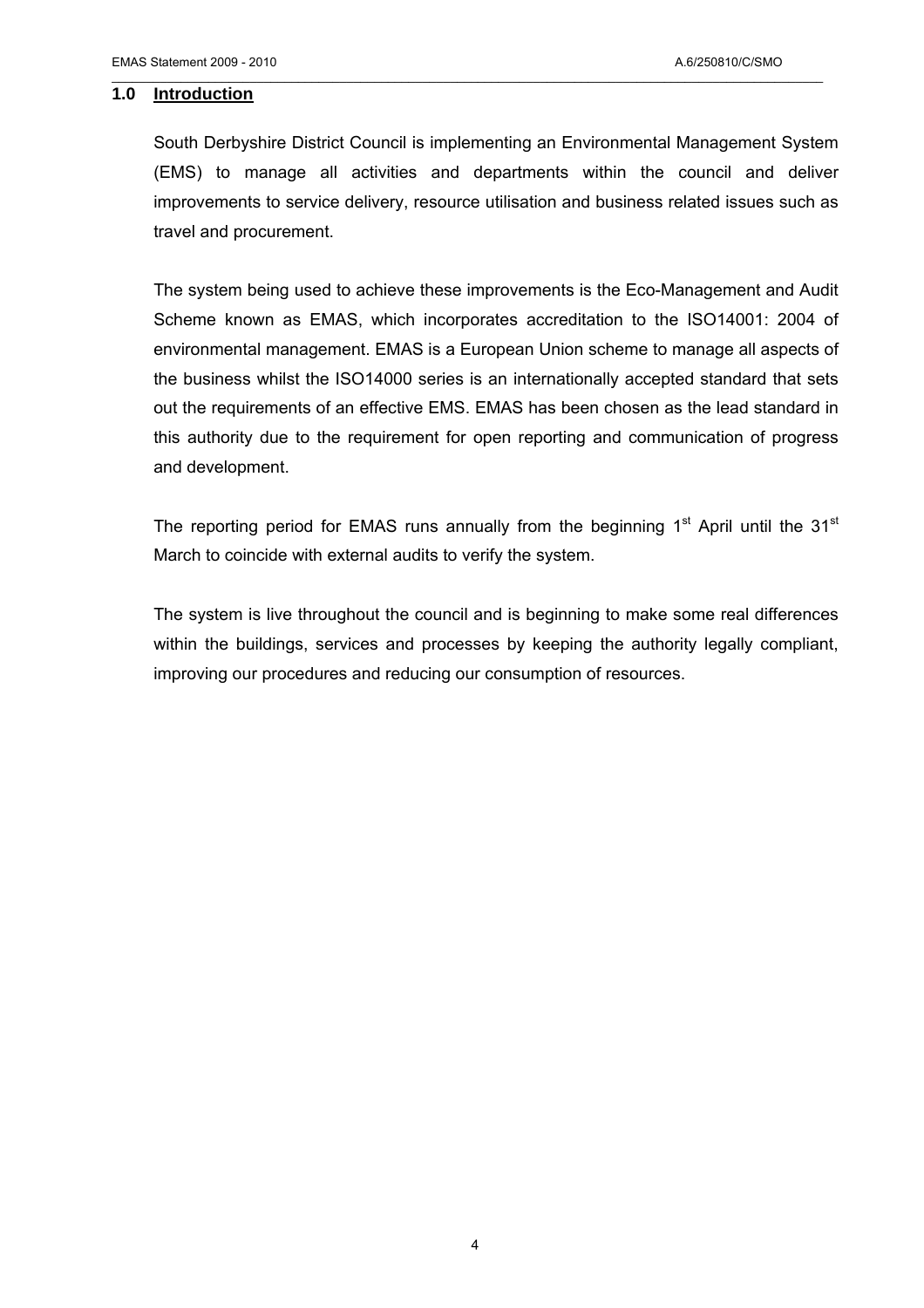## 1.0 Introduction

South Derbyshire District Council is implementing an Environmental Management System (EMS) to manage all activities and departments within the council and deliver improvements to service delivery, resource utilisation and business related issues such as travel and procurement.

The system being used to achieve these improvements is the Eco-Management and Audit Scheme known as EMAS, which incorporates accreditation to the ISO14001: 2004 of environmental management. EMAS is a European Union scheme to manage all aspects of the business whilst the ISO14000 series is an internationally accepted standard that sets out the requirements of an effective EMS. EMAS has been chosen as the lead standard in this authority due to the requirement for open reporting and communication of progress and development.

The reporting period for EMAS runs annually from the beginning 1st April until the 31st March to coincide with external audits to verify the system.

The system is live throughout the council and is beginning to make some real differences within the buildings, services and processes by keeping the authority legally compliant, improving our procedures and reducing our consumption of resources.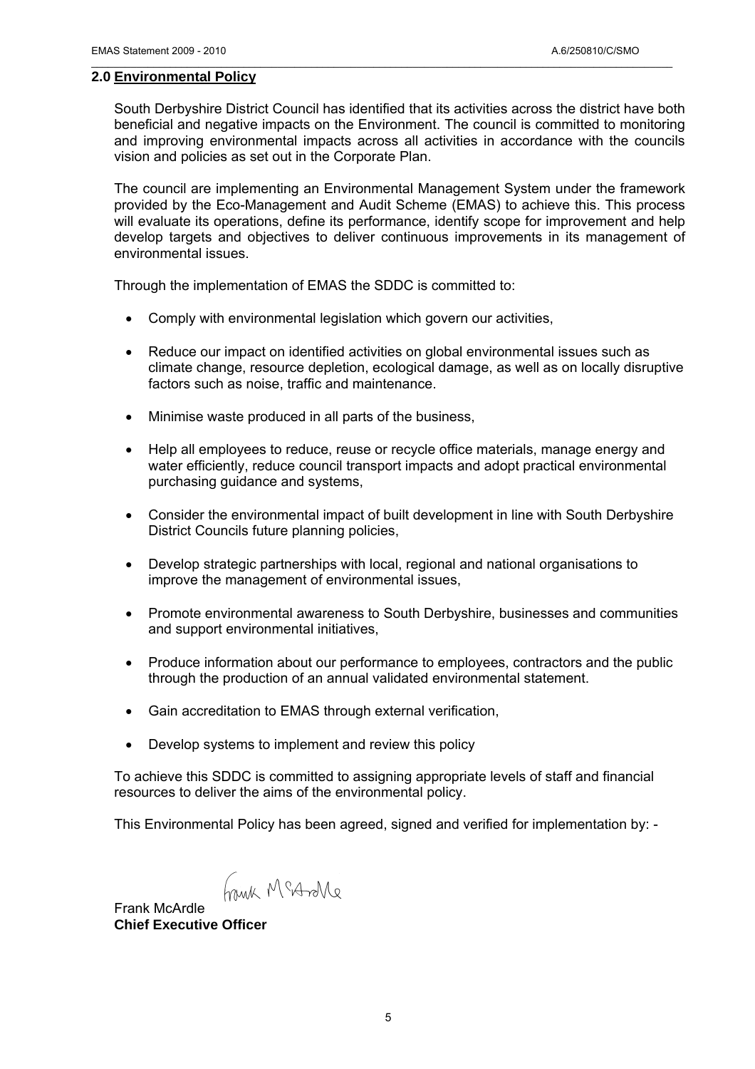## 2.0 Environmental Policy

South Derbyshire District Council has identified that its activities across the district have both beneficial and negative impacts on the Environment. The council is committed to monitoring and improving environmental impacts across all activities in accordance with the councils vision and policies as set out in the Corporate Plan.

The council are implementing an Environmental Management System under the framework provided by the Eco-Management and Audit Scheme (EMAS) to achieve this. This process will evaluate its operations, define its performance, identify scope for improvement and help develop targets and objectives to deliver continuous improvements in its management of environmental issues.

Through the implementation of EMAS the SDDC is committed to:

- Comply with environmental legislation which govern our activities,
- Reduce our impact on identified activities on global environmental issues such as climate change, resource depletion, ecological damage, as well as on locally disruptive factors such as noise, traffic and maintenance.
- Minimise waste produced in all parts of the business,
- Help all employees to reduce, reuse or recycle office materials, manage energy and water efficiently, reduce council transport impacts and adopt practical environmental purchasing guidance and systems,
- Consider the environmental impact of built development in line with South Derbyshire District Councils future planning policies,
- Develop strategic partnerships with local, regional and national organisations to improve the management of environmental issues,
- Promote environmental awareness to South Derbyshire, businesses and communities and support environmental initiatives,
- Produce information about our performance to employees, contractors and the public through the production of an annual validated environmental statement.
- Gain accreditation to EMAS through external verification,
- Develop systems to implement and review this policy

To achieve this SDDC is committed to assigning appropriate levels of staff and financial resources to deliver the aims of the environmental policy.

This Environmental Policy has been agreed, signed and verified for implementation by: -

Frank McArdle
**Chief Executive Officer**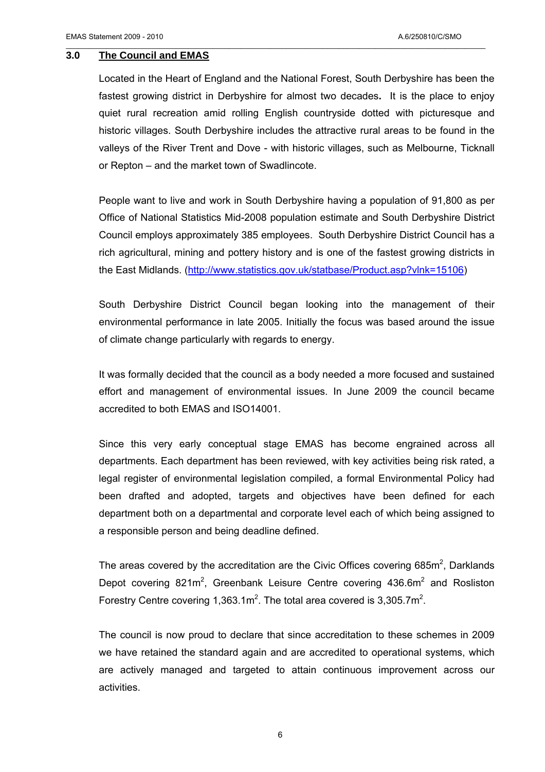## 3.0 The Council and EMAS

Located in the Heart of England and the National Forest, South Derbyshire has been the fastest growing district in Derbyshire for almost two decades**.** It is the place to enjoy quiet rural recreation amid rolling English countryside dotted with picturesque and historic villages. South Derbyshire includes the attractive rural areas to be found in the valleys of the River Trent and Dove - with historic villages, such as Melbourne, Ticknall or Repton – and the market town of Swadlincote.

People want to live and work in South Derbyshire having a population of 91,800 as per Office of National Statistics Mid-2008 population estimate and South Derbyshire District Council employs approximately 385 employees. South Derbyshire District Council has a rich agricultural, mining and pottery history and is one of the fastest growing districts in the East Midlands. (http://www.statistics.gov.uk/statbase/Product.asp?vlnk=15106)

South Derbyshire District Council began looking into the management of their environmental performance in late 2005. Initially the focus was based around the issue of climate change particularly with regards to energy.

It was formally decided that the council as a body needed a more focused and sustained effort and management of environmental issues. In June 2009 the council became accredited to both EMAS and ISO14001.

Since this very early conceptual stage EMAS has become engrained across all departments. Each department has been reviewed, with key activities being risk rated, a legal register of environmental legislation compiled, a formal Environmental Policy had been drafted and adopted, targets and objectives have been defined for each department both on a departmental and corporate level each of which being assigned to a responsible person and being deadline defined.

The areas covered by the accreditation are the Civic Offices covering 685m$^2$, Darklands Depot covering 821m$^2$, Greenbank Leisure Centre covering 436.6m$^2$ and Rosliston Forestry Centre covering 1,363.1m$^2$. The total area covered is 3,305.7m$^2$.

The council is now proud to declare that since accreditation to these schemes in 2009 we have retained the standard again and are accredited to operational systems, which are actively managed and targeted to attain continuous improvement across our activities.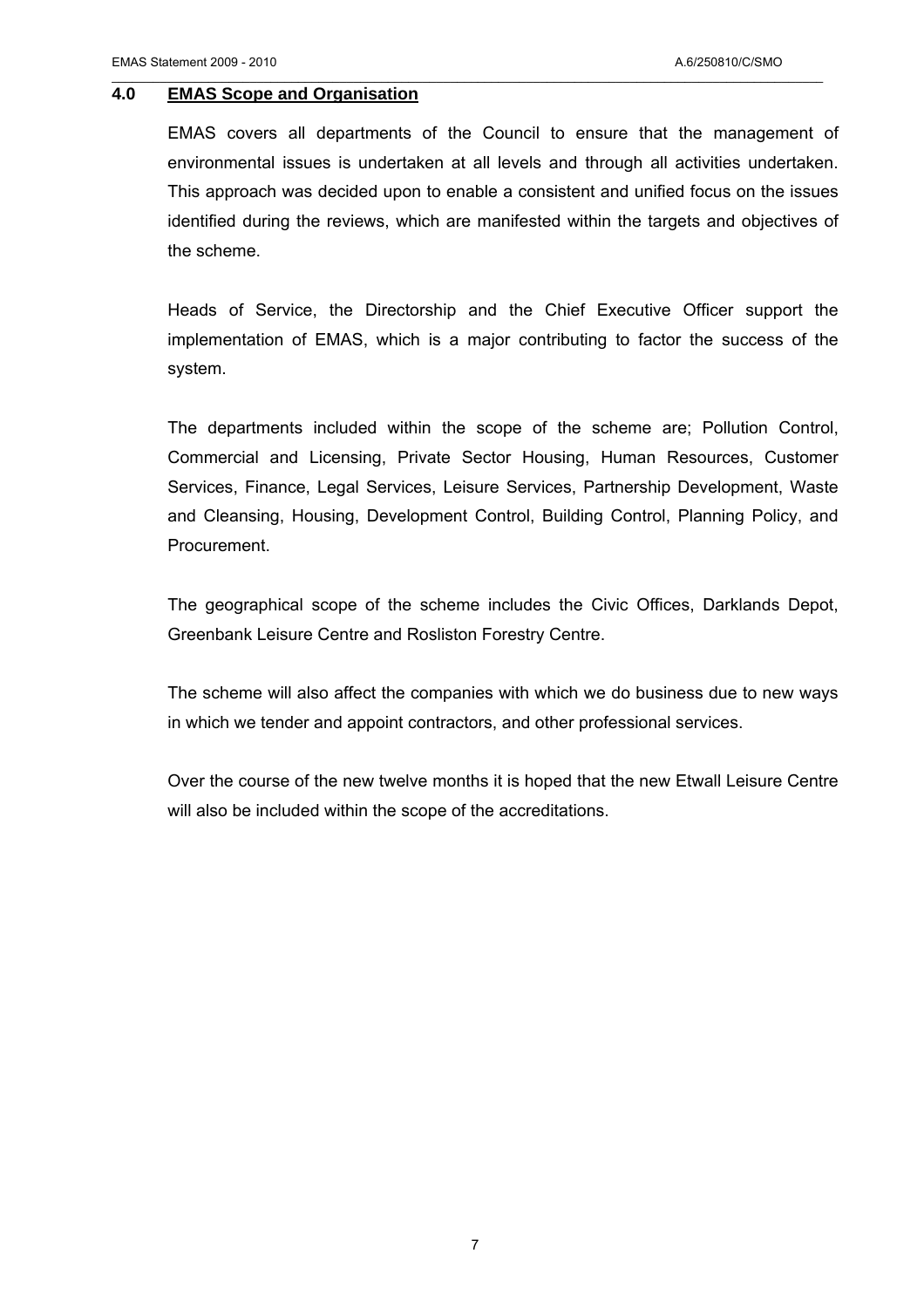## 4.0 EMAS Scope and Organisation

EMAS covers all departments of the Council to ensure that the management of environmental issues is undertaken at all levels and through all activities undertaken. This approach was decided upon to enable a consistent and unified focus on the issues identified during the reviews, which are manifested within the targets and objectives of the scheme.

Heads of Service, the Directorship and the Chief Executive Officer support the implementation of EMAS, which is a major contributing to factor the success of the system.

The departments included within the scope of the scheme are; Pollution Control, Commercial and Licensing, Private Sector Housing, Human Resources, Customer Services, Finance, Legal Services, Leisure Services, Partnership Development, Waste and Cleansing, Housing, Development Control, Building Control, Planning Policy, and Procurement.

The geographical scope of the scheme includes the Civic Offices, Darklands Depot, Greenbank Leisure Centre and Rosliston Forestry Centre.

The scheme will also affect the companies with which we do business due to new ways in which we tender and appoint contractors, and other professional services.

Over the course of the new twelve months it is hoped that the new Etwall Leisure Centre will also be included within the scope of the accreditations.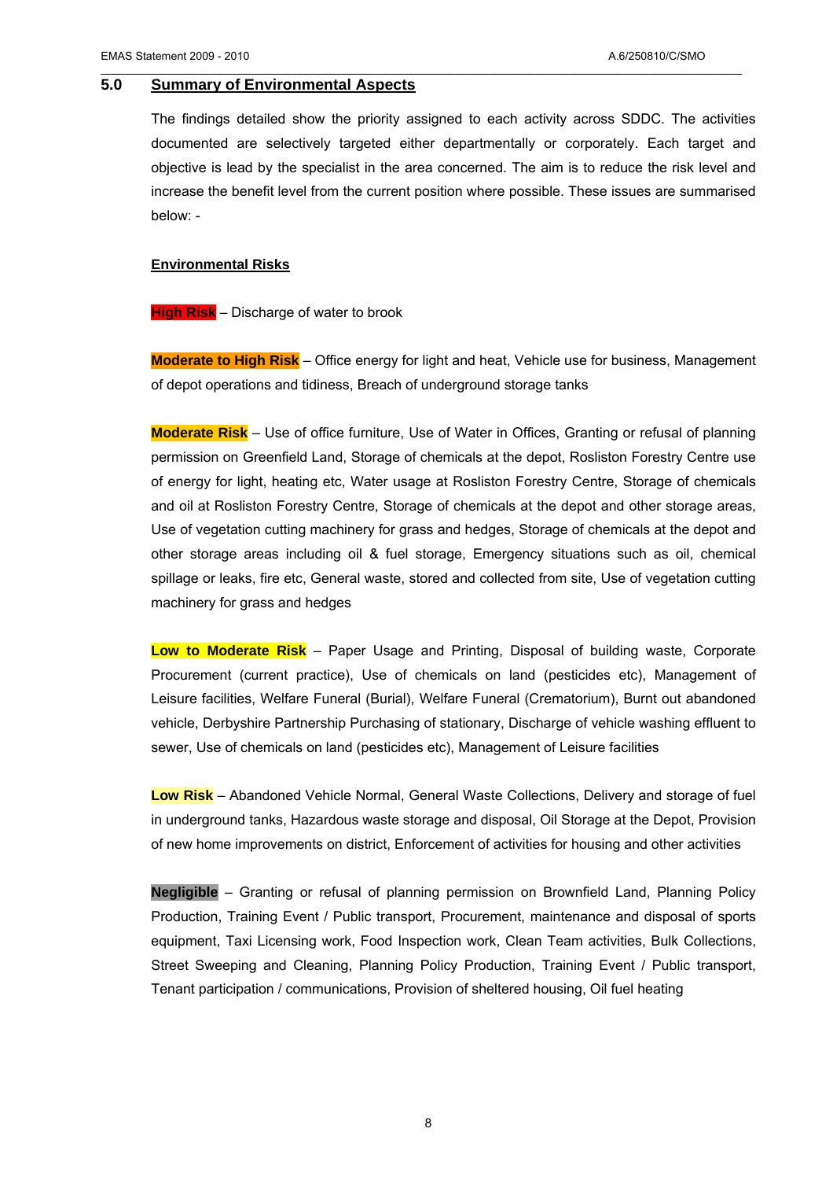## 5.0 Summary of Environmental Aspects

The findings detailed show the priority assigned to each activity across SDDC. The activities documented are selectively targeted either departmentally or corporately. Each target and objective is lead by the specialist in the area concerned. The aim is to reduce the risk level and increase the benefit level from the current position where possible. These issues are summarised below: -

**Environmental Risks**

**High Risk** – Discharge of water to brook

**Moderate to High Risk** – Office energy for light and heat, Vehicle use for business, Management of depot operations and tidiness, Breach of underground storage tanks

**Moderate Risk** – Use of office furniture, Use of Water in Offices, Granting or refusal of planning permission on Greenfield Land, Storage of chemicals at the depot, Rosliston Forestry Centre use of energy for light, heating etc, Water usage at Rosliston Forestry Centre, Storage of chemicals and oil at Rosliston Forestry Centre, Storage of chemicals at the depot and other storage areas, Use of vegetation cutting machinery for grass and hedges, Storage of chemicals at the depot and other storage areas including oil & fuel storage, Emergency situations such as oil, chemical spillage or leaks, fire etc, General waste, stored and collected from site, Use of vegetation cutting machinery for grass and hedges

**Low to Moderate Risk** – Paper Usage and Printing, Disposal of building waste, Corporate Procurement (current practice), Use of chemicals on land (pesticides etc), Management of Leisure facilities, Welfare Funeral (Burial), Welfare Funeral (Crematorium), Burnt out abandoned vehicle, Derbyshire Partnership Purchasing of stationary, Discharge of vehicle washing effluent to sewer, Use of chemicals on land (pesticides etc), Management of Leisure facilities

**Low Risk** – Abandoned Vehicle Normal, General Waste Collections, Delivery and storage of fuel in underground tanks, Hazardous waste storage and disposal, Oil Storage at the Depot, Provision of new home improvements on district, Enforcement of activities for housing and other activities

**Negligible** – Granting or refusal of planning permission on Brownfield Land, Planning Policy Production, Training Event / Public transport, Procurement, maintenance and disposal of sports equipment, Taxi Licensing work, Food Inspection work, Clean Team activities, Bulk Collections, Street Sweeping and Cleaning, Planning Policy Production, Training Event / Public transport, Tenant participation / communications, Provision of sheltered housing, Oil fuel heating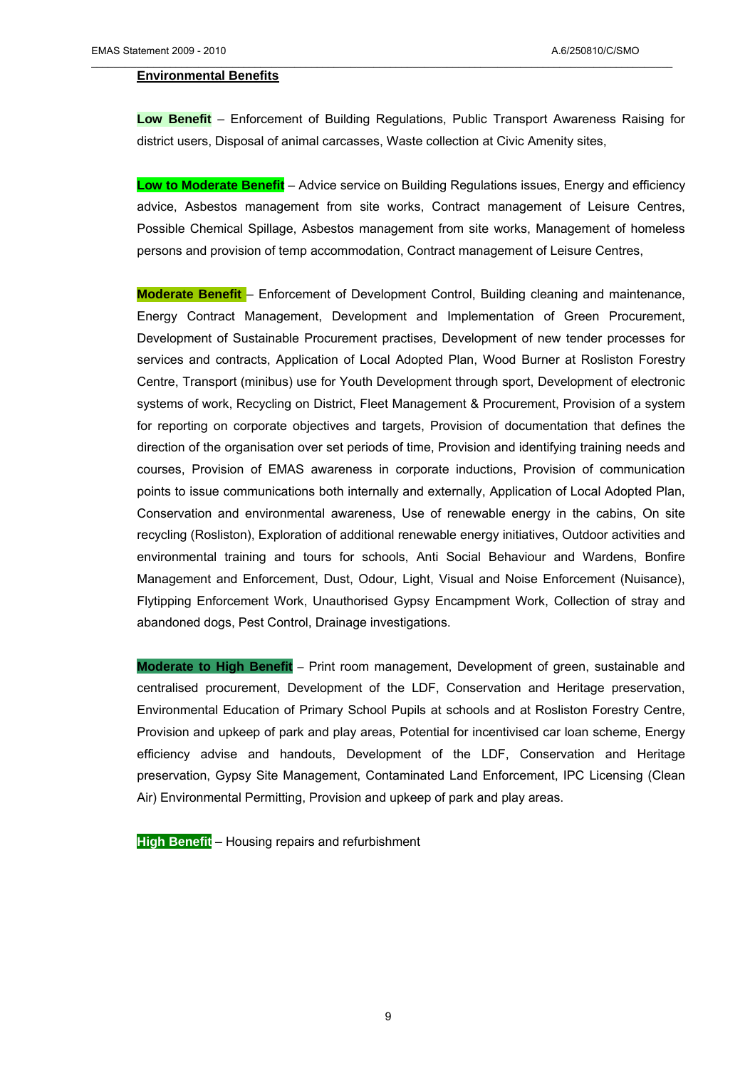**Environmental Benefits**

**Low Benefit** – Enforcement of Building Regulations, Public Transport Awareness Raising for district users, Disposal of animal carcasses, Waste collection at Civic Amenity sites,

**Low to Moderate Benefit** – Advice service on Building Regulations issues, Energy and efficiency advice, Asbestos management from site works, Contract management of Leisure Centres, Possible Chemical Spillage, Asbestos management from site works, Management of homeless persons and provision of temp accommodation, Contract management of Leisure Centres,

**Moderate Benefit** – Enforcement of Development Control, Building cleaning and maintenance, Energy Contract Management, Development and Implementation of Green Procurement, Development of Sustainable Procurement practises, Development of new tender processes for services and contracts, Application of Local Adopted Plan, Wood Burner at Rosliston Forestry Centre, Transport (minibus) use for Youth Development through sport, Development of electronic systems of work, Recycling on District, Fleet Management & Procurement, Provision of a system for reporting on corporate objectives and targets, Provision of documentation that defines the direction of the organisation over set periods of time, Provision and identifying training needs and courses, Provision of EMAS awareness in corporate inductions, Provision of communication points to issue communications both internally and externally, Application of Local Adopted Plan, Conservation and environmental awareness, Use of renewable energy in the cabins, On site recycling (Rosliston), Exploration of additional renewable energy initiatives, Outdoor activities and environmental training and tours for schools, Anti Social Behaviour and Wardens, Bonfire Management and Enforcement, Dust, Odour, Light, Visual and Noise Enforcement (Nuisance), Flytipping Enforcement Work, Unauthorised Gypsy Encampment Work, Collection of stray and abandoned dogs, Pest Control, Drainage investigations.

**Moderate to High Benefit** – Print room management, Development of green, sustainable and centralised procurement, Development of the LDF, Conservation and Heritage preservation, Environmental Education of Primary School Pupils at schools and at Rosliston Forestry Centre, Provision and upkeep of park and play areas, Potential for incentivised car loan scheme, Energy efficiency advise and handouts, Development of the LDF, Conservation and Heritage preservation, Gypsy Site Management, Contaminated Land Enforcement, IPC Licensing (Clean Air) Environmental Permitting, Provision and upkeep of park and play areas.

**High Benefit** – Housing repairs and refurbishment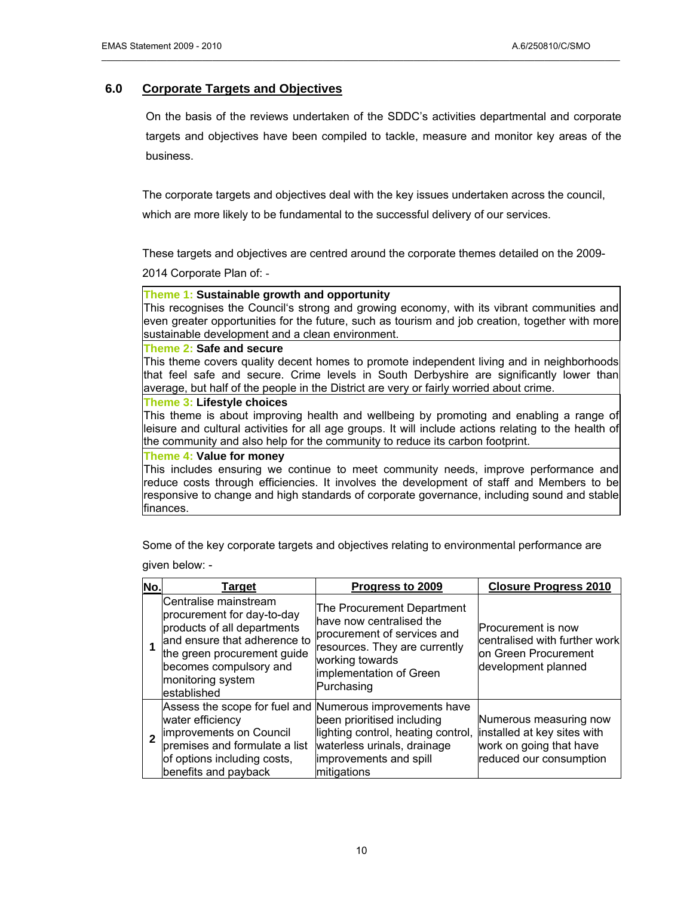## 6.0 Corporate Targets and Objectives

On the basis of the reviews undertaken of the SDDC's activities departmental and corporate targets and objectives have been compiled to tackle, measure and monitor key areas of the business.

The corporate targets and objectives deal with the key issues undertaken across the council, which are more likely to be fundamental to the successful delivery of our services.

These targets and objectives are centred around the corporate themes detailed on the 2009-2014 Corporate Plan of: -

**Theme 1: Sustainable growth and opportunity**
This recognises the Council's strong and growing economy, with its vibrant communities and even greater opportunities for the future, such as tourism and job creation, together with more sustainable development and a clean environment.

**Theme 2: Safe and secure**
This theme covers quality decent homes to promote independent living and in neighborhoods that feel safe and secure. Crime levels in South Derbyshire are significantly lower than average, but half of the people in the District are very or fairly worried about crime.

**Theme 3: Lifestyle choices**
This theme is about improving health and wellbeing by promoting and enabling a range of leisure and cultural activities for all age groups. It will include actions relating to the health of the community and also help for the community to reduce its carbon footprint.

**Theme 4: Value for money**
This includes ensuring we continue to meet community needs, improve performance and reduce costs through efficiencies. It involves the development of staff and Members to be responsive to change and high standards of corporate governance, including sound and stable finances.

Some of the key corporate targets and objectives relating to environmental performance are given below: -

| No. | Target | Progress to 2009 | Closure Progress 2010 |
|---|---|---|---|
| **1** | Centralise mainstream procurement for day-to-day products of all departments and ensure that adherence to the green procurement guide becomes compulsory and monitoring system established | The Procurement Department have now centralised the procurement of services and resources. They are currently working towards implementation of Green Purchasing | Procurement is now centralised with further work on Green Procurement development planned |
| **2** | Assess the scope for fuel and water efficiency improvements on Council premises and formulate a list of options including costs, benefits and payback | Numerous improvements have been prioritised including lighting control, heating control, waterless urinals, drainage improvements and spill mitigations | Numerous measuring now installed at key sites with work on going that have reduced our consumption |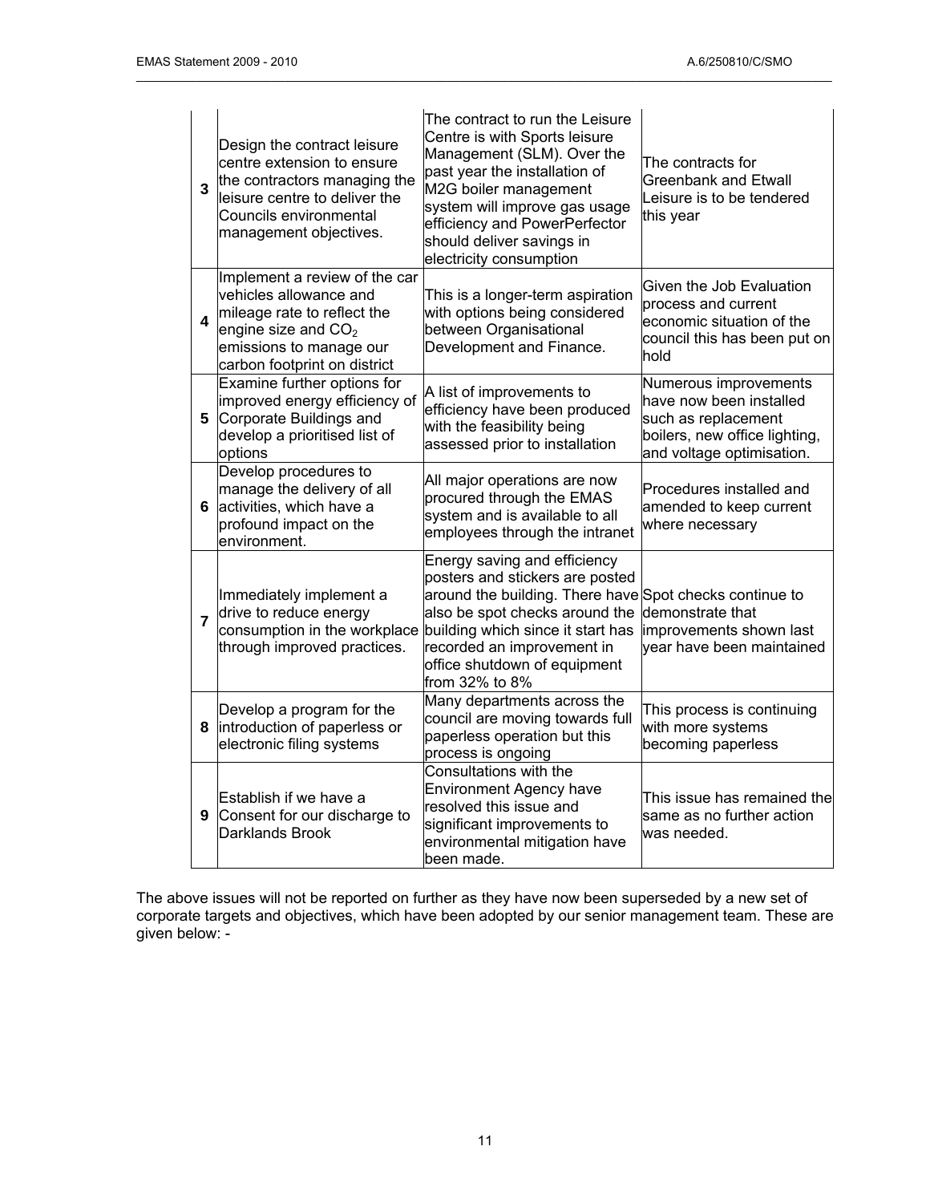| | | | |
|---|---|---|---|
| **3** | Design the contract leisure centre extension to ensure the contractors managing the leisure centre to deliver the Councils environmental management objectives. | The contract to run the Leisure Centre is with Sports leisure Management (SLM). Over the past year the installation of M2G boiler management system will improve gas usage efficiency and PowerPerfector should deliver savings in electricity consumption | The contracts for Greenbank and Etwall Leisure is to be tendered this year |
| **4** | Implement a review of the car vehicles allowance and mileage rate to reflect the engine size and $CO_2$ emissions to manage our carbon footprint on district | This is a longer-term aspiration with options being considered between Organisational Development and Finance. | Given the Job Evaluation process and current economic situation of the council this has been put on hold |
| **5** | Examine further options for improved energy efficiency of Corporate Buildings and develop a prioritised list of options | A list of improvements to efficiency have been produced with the feasibility being assessed prior to installation | Numerous improvements have now been installed such as replacement boilers, new office lighting, and voltage optimisation. |
| **6** | Develop procedures to manage the delivery of all activities, which have a profound impact on the environment. | All major operations are now procured through the EMAS system and is available to all employees through the intranet | Procedures installed and amended to keep current where necessary |
| **7** | Immediately implement a drive to reduce energy consumption in the workplace through improved practices. | Energy saving and efficiency posters and stickers are posted around the building. There have also be spot checks around the building which since it start has recorded an improvement in office shutdown of equipment from 32% to 8% | Spot checks continue to demonstrate that improvements shown last year have been maintained |
| **8** | Develop a program for the introduction of paperless or electronic filing systems | Many departments across the council are moving towards full paperless operation but this process is ongoing | This process is continuing with more systems becoming paperless |
| **9** | Establish if we have a Consent for our discharge to Darklands Brook | Consultations with the Environment Agency have resolved this issue and significant improvements to environmental mitigation have been made. | This issue has remained the same as no further action was needed. |

The above issues will not be reported on further as they have now been superseded by a new set of corporate targets and objectives, which have been adopted by our senior management team. These are given below: -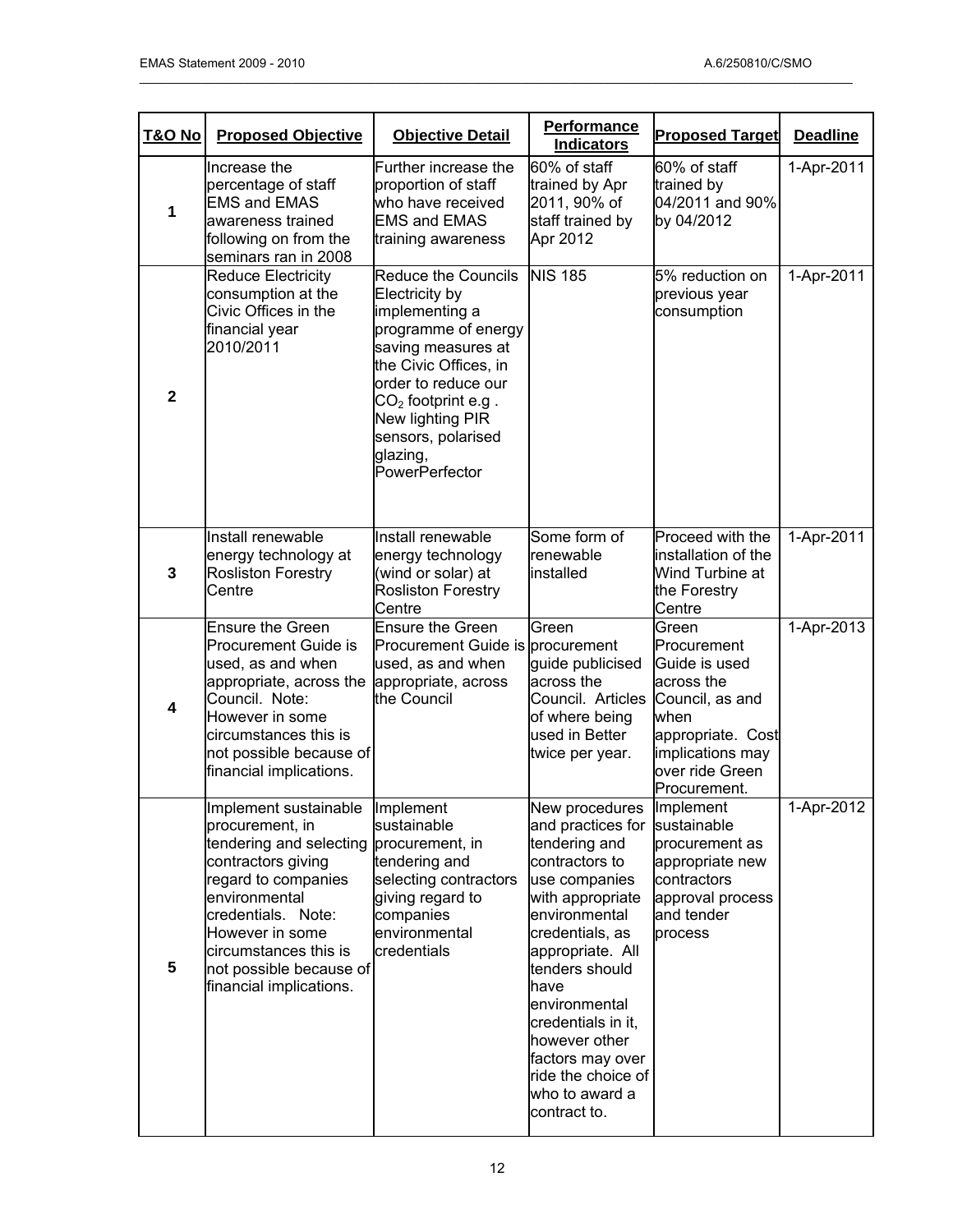| T&O No | Proposed Objective | Objective Detail | Performance Indicators | Proposed Target | Deadline |
|---|---|---|---|---|---|
| 1 | Increase the percentage of staff EMS and EMAS awareness trained following on from the seminars ran in 2008 | Further increase the proportion of staff who have received EMS and EMAS training awareness | 60% of staff trained by Apr 2011, 90% of staff trained by Apr 2012 | 60% of staff trained by 04/2011 and 90% by 04/2012 | 1-Apr-2011 |
| 2 | Reduce Electricity consumption at the Civic Offices in the financial year 2010/2011 | Reduce the Councils Electricity by implementing a programme of energy saving measures at the Civic Offices, in order to reduce our $CO_2$ footprint e.g . New lighting PIR sensors, polarised glazing, PowerPerfector | NIS 185 | 5% reduction on previous year consumption | 1-Apr-2011 |
| 3 | Install renewable energy technology at Rosliston Forestry Centre | Install renewable energy technology (wind or solar) at Rosliston Forestry Centre | Some form of renewable installed | Proceed with the installation of the Wind Turbine at the Forestry Centre | 1-Apr-2011 |
| 4 | Ensure the Green Procurement Guide is used, as and when appropriate, across the Council. Note: However in some circumstances this is not possible because of financial implications. | Ensure the Green Procurement Guide is used, as and when appropriate, across the Council | Green procurement guide publicised across the Council. Articles of where being used in Better twice per year. | Green Procurement Guide is used across the Council, as and when appropriate. Cost implications may over ride Green Procurement. | 1-Apr-2013 |
| 5 | Implement sustainable procurement, in tendering and selecting contractors giving regard to companies environmental credentials. Note: However in some circumstances this is not possible because of financial implications. | Implement sustainable procurement, in tendering and selecting contractors giving regard to companies environmental credentials | New procedures and practices for tendering and contractors to use companies with appropriate environmental credentials, as appropriate. All tenders should have environmental credentials in it, however other factors may over ride the choice of who to award a contract to. | Implement sustainable procurement as appropriate new contractors approval process and tender process | 1-Apr-2012 |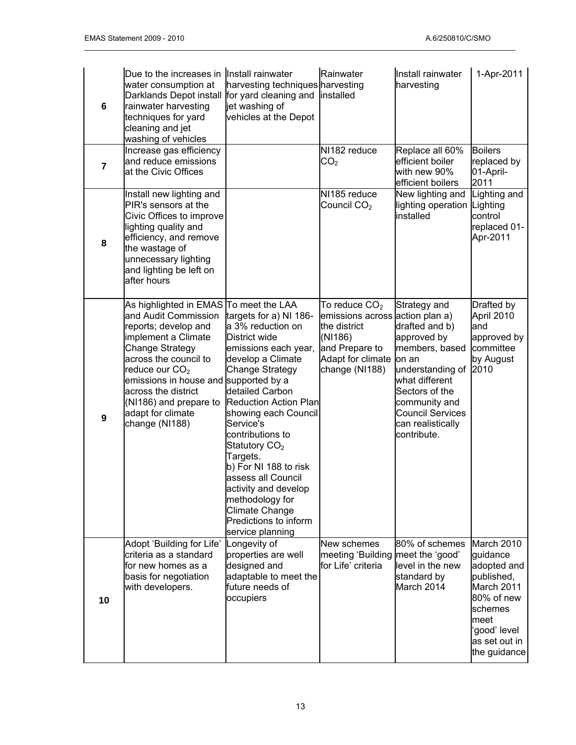| | | | | | |
|---|---|---|---|---|---|
| **6** | Due to the increases in water consumption at Darklands Depot install rainwater harvesting techniques for yard cleaning and jet washing of vehicles | Install rainwater harvesting techniques for yard cleaning and jet washing of vehicles at the Depot | Rainwater harvesting installed | Install rainwater harvesting | 1-Apr-2011 |
| **7** | Increase gas efficiency and reduce emissions at the Civic Offices | | NI182 reduce $CO_2$ | Replace all 60% efficient boiler with new 90% efficient boilers | Boilers replaced by 01-April-2011 |
| **8** | Install new lighting and PIR's sensors at the Civic Offices to improve lighting quality and efficiency, and remove the wastage of unnecessary lighting and lighting be left on after hours | | NI185 reduce Council $CO_2$ | New lighting and lighting operation installed | Lighting and Lighting control replaced 01-Apr-2011 |
| **9** | As highlighted in EMAS and Audit Commission reports; develop and implement a Climate Change Strategy across the council to reduce our $CO_2$ emissions in house and across the district (NI186) and prepare to adapt for climate change (NI188) | To meet the LAA targets for a) NI 186-a 3% reduction on District wide emissions each year, develop a Climate Change Strategy supported by a detailed Carbon Reduction Action Plan showing each Council Service's contributions to Statutory $CO_2$ Targets.<br>b) For NI 188 to risk assess all Council activity and develop methodology for Climate Change Predictions to inform service planning | To reduce $CO_2$ emissions across the district (NI186) and Prepare to Adapt for climate change (NI188) | Strategy and action plan a) drafted and b) approved by members, based on an understanding of what different Sectors of the community and Council Services can realistically contribute. | Drafted by April 2010 and approved by committee by August 2010 |
| **10** | Adopt 'Building for Life' criteria as a standard for new homes as a basis for negotiation with developers. | Longevity of properties are well designed and adaptable to meet the future needs of occupiers | New schemes meeting 'Building for Life' criteria | 80% of schemes meet the 'good' level in the new standard by March 2014 | March 2010 guidance adopted and published, March 2011 80% of new schemes meet 'good' level as set out in the guidance |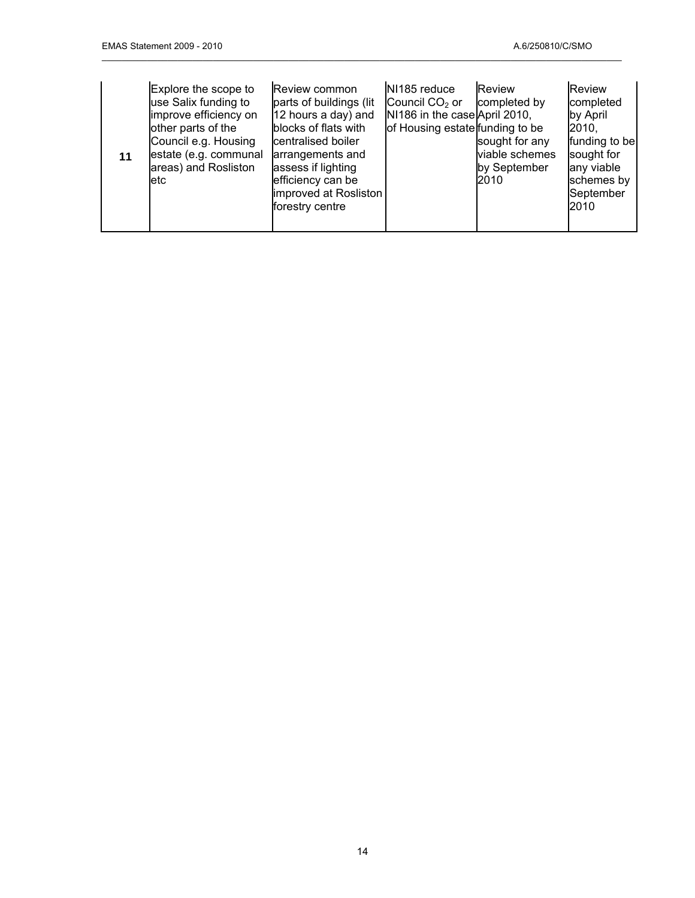| 11 | Explore the scope to use Salix funding to improve efficiency on other parts of the Council e.g. Housing estate (e.g. communal areas) and Rosliston etc | Review common parts of buildings (lit 12 hours a day) and blocks of flats with centralised boiler arrangements and assess if lighting efficiency can be improved at Rosliston forestry centre | NI185 reduce Council $CO_2$ or NI186 in the case of Housing estate | Review completed by April 2010, funding to be sought for any viable schemes by September 2010 | Review completed by April 2010, funding to be sought for any viable schemes by September 2010 |
|---|---|---|---|---|---|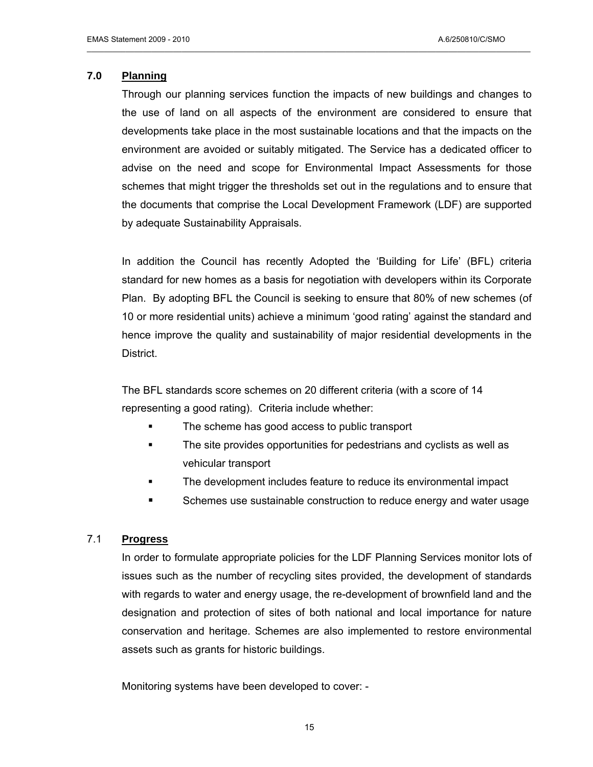## 7.0 Planning

Through our planning services function the impacts of new buildings and changes to the use of land on all aspects of the environment are considered to ensure that developments take place in the most sustainable locations and that the impacts on the environment are avoided or suitably mitigated. The Service has a dedicated officer to advise on the need and scope for Environmental Impact Assessments for those schemes that might trigger the thresholds set out in the regulations and to ensure that the documents that comprise the Local Development Framework (LDF) are supported by adequate Sustainability Appraisals.

In addition the Council has recently Adopted the 'Building for Life' (BFL) criteria standard for new homes as a basis for negotiation with developers within its Corporate Plan. By adopting BFL the Council is seeking to ensure that 80% of new schemes (of 10 or more residential units) achieve a minimum 'good rating' against the standard and hence improve the quality and sustainability of major residential developments in the District.

The BFL standards score schemes on 20 different criteria (with a score of 14 representing a good rating). Criteria include whether:

- The scheme has good access to public transport
- The site provides opportunities for pedestrians and cyclists as well as vehicular transport
- The development includes feature to reduce its environmental impact
- Schemes use sustainable construction to reduce energy and water usage

### 7.1 Progress

In order to formulate appropriate policies for the LDF Planning Services monitor lots of issues such as the number of recycling sites provided, the development of standards with regards to water and energy usage, the re-development of brownfield land and the designation and protection of sites of both national and local importance for nature conservation and heritage. Schemes are also implemented to restore environmental assets such as grants for historic buildings.

Monitoring systems have been developed to cover: -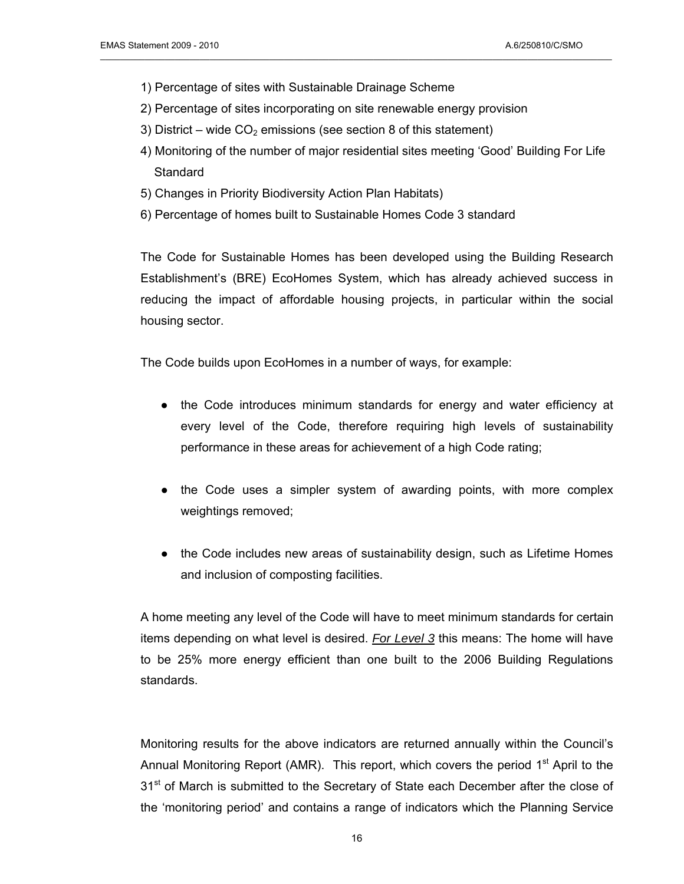1) Percentage of sites with Sustainable Drainage Scheme
2) Percentage of sites incorporating on site renewable energy provision
3) District – wide $CO_2$ emissions (see section 8 of this statement)
4) Monitoring of the number of major residential sites meeting 'Good' Building For Life Standard
5) Changes in Priority Biodiversity Action Plan Habitats)
6) Percentage of homes built to Sustainable Homes Code 3 standard

The Code for Sustainable Homes has been developed using the Building Research Establishment's (BRE) EcoHomes System, which has already achieved success in reducing the impact of affordable housing projects, in particular within the social housing sector.

The Code builds upon EcoHomes in a number of ways, for example:

- the Code introduces minimum standards for energy and water efficiency at every level of the Code, therefore requiring high levels of sustainability performance in these areas for achievement of a high Code rating;
- the Code uses a simpler system of awarding points, with more complex weightings removed;
- the Code includes new areas of sustainability design, such as Lifetime Homes and inclusion of composting facilities.

A home meeting any level of the Code will have to meet minimum standards for certain items depending on what level is desired. ***For Level 3*** this means: The home will have to be 25% more energy efficient than one built to the 2006 Building Regulations standards.

Monitoring results for the above indicators are returned annually within the Council's Annual Monitoring Report (AMR). This report, which covers the period 1st April to the 31st of March is submitted to the Secretary of State each December after the close of the 'monitoring period' and contains a range of indicators which the Planning Service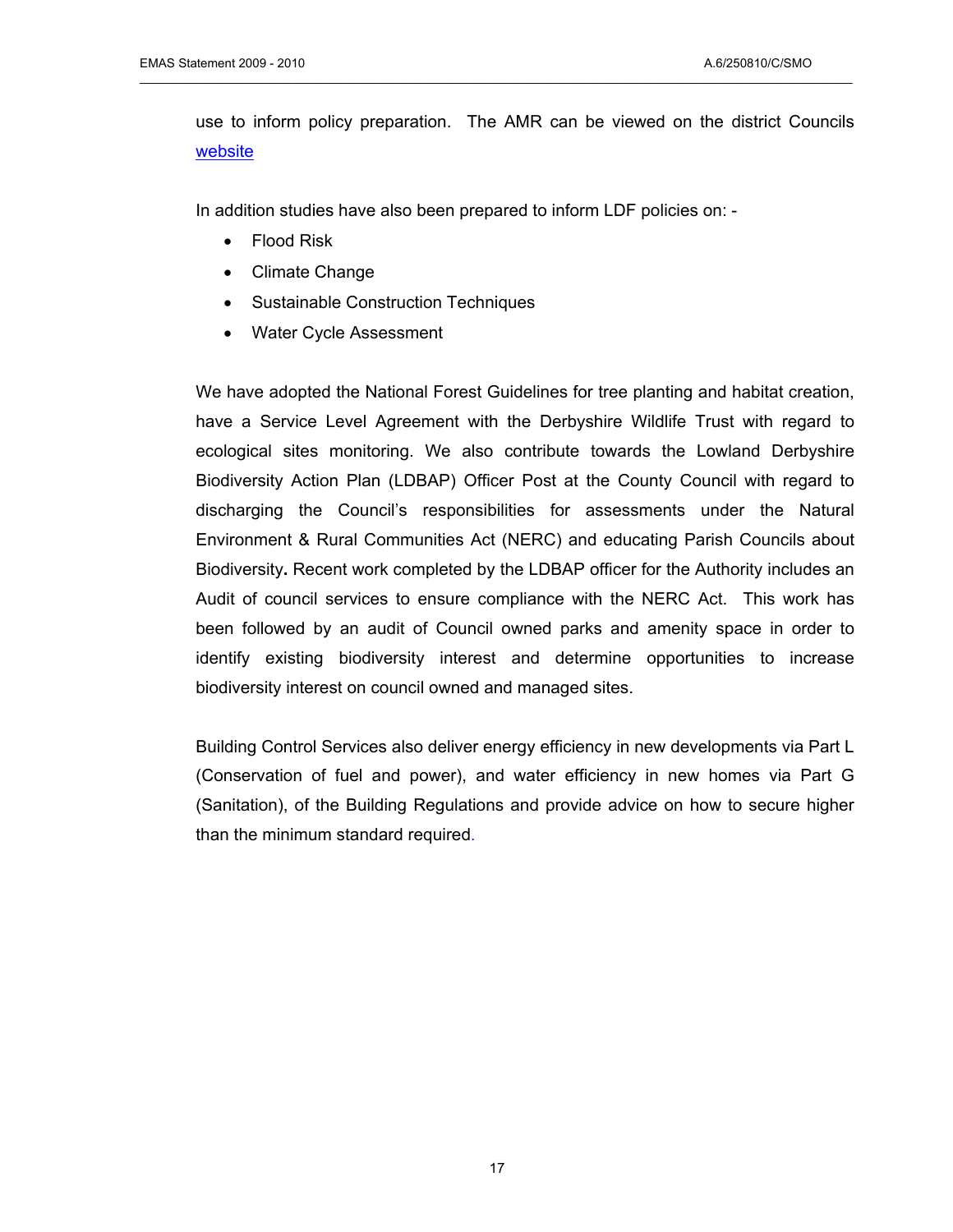use to inform policy preparation. The AMR can be viewed on the district Councils website

In addition studies have also been prepared to inform LDF policies on: -

- Flood Risk
- Climate Change
- Sustainable Construction Techniques
- Water Cycle Assessment

We have adopted the National Forest Guidelines for tree planting and habitat creation, have a Service Level Agreement with the Derbyshire Wildlife Trust with regard to ecological sites monitoring. We also contribute towards the Lowland Derbyshire Biodiversity Action Plan (LDBAP) Officer Post at the County Council with regard to discharging the Council's responsibilities for assessments under the Natural Environment & Rural Communities Act (NERC) and educating Parish Councils about Biodiversity**.** Recent work completed by the LDBAP officer for the Authority includes an Audit of council services to ensure compliance with the NERC Act. This work has been followed by an audit of Council owned parks and amenity space in order to identify existing biodiversity interest and determine opportunities to increase biodiversity interest on council owned and managed sites.

Building Control Services also deliver energy efficiency in new developments via Part L (Conservation of fuel and power), and water efficiency in new homes via Part G (Sanitation), of the Building Regulations and provide advice on how to secure higher than the minimum standard required.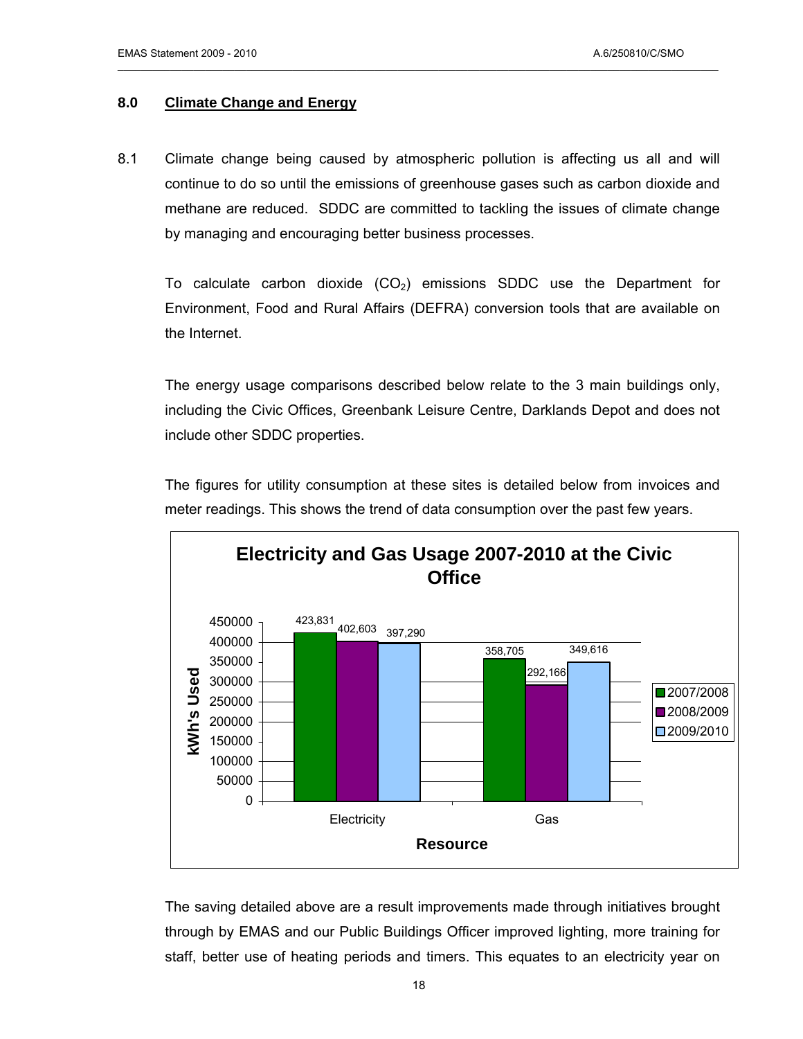## 8.0 Climate Change and Energy

8.1 Climate change being caused by atmospheric pollution is affecting us all and will continue to do so until the emissions of greenhouse gases such as carbon dioxide and methane are reduced. SDDC are committed to tackling the issues of climate change by managing and encouraging better business processes.

To calculate carbon dioxide ($CO_2$) emissions SDDC use the Department for Environment, Food and Rural Affairs (DEFRA) conversion tools that are available on the Internet.

The energy usage comparisons described below relate to the 3 main buildings only, including the Civic Offices, Greenbank Leisure Centre, Darklands Depot and does not include other SDDC properties.

The figures for utility consumption at these sites is detailed below from invoices and meter readings. This shows the trend of data consumption over the past few years.

**Electricity and Gas Usage 2007-2010 at the Civic Office**

| Resource | 2007/2008 | 2008/2009 | 2009/2010 |
|---|---|---|---|
| Electricity | 423,831 | 402,603 | 397,290 |
| Gas | 358,705 | 292,166 | 349,616 |

(kWh's Used)

The saving detailed above are a result improvements made through initiatives brought through by EMAS and our Public Buildings Officer improved lighting, more training for staff, better use of heating periods and timers. This equates to an electricity year on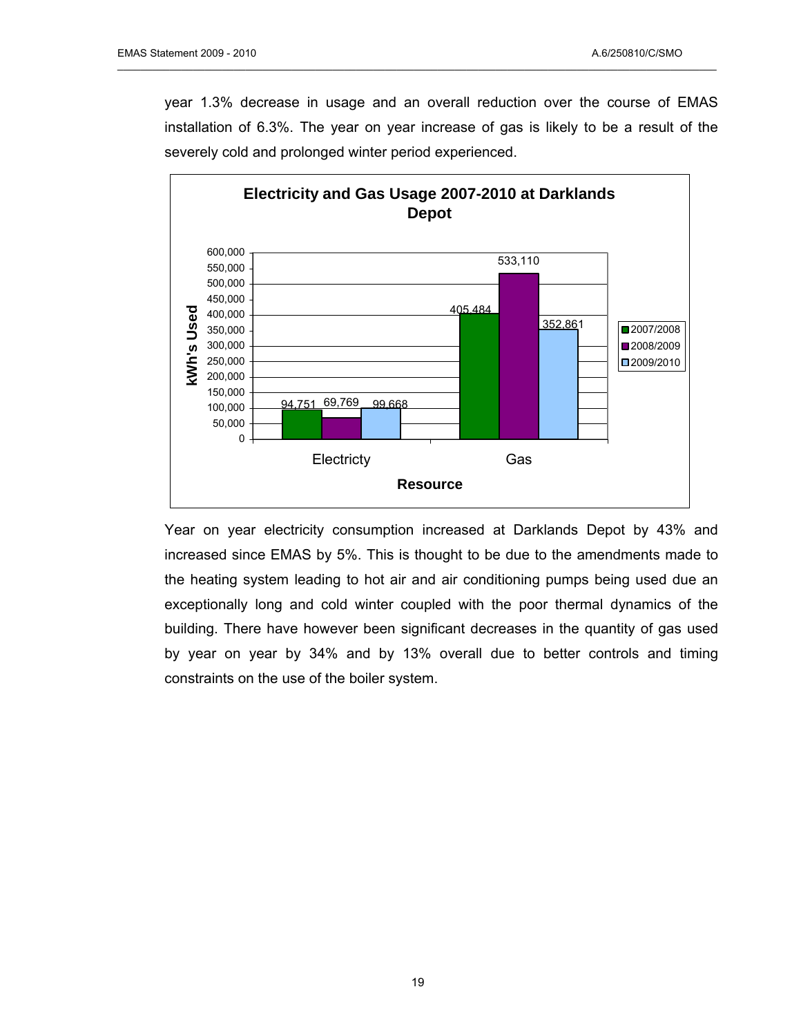year 1.3% decrease in usage and an overall reduction over the course of EMAS installation of 6.3%. The year on year increase of gas is likely to be a result of the severely cold and prolonged winter period experienced.

**Electricity and Gas Usage 2007-2010 at Darklands Depot**

| Resource | 2007/2008 | 2008/2009 | 2009/2010 |
| --- | --- | --- | --- |
| Electricty | 94,751 | 69,769 | 99,668 |
| Gas | 405,484 | 533,110 | 352,861 |

Year on year electricity consumption increased at Darklands Depot by 43% and increased since EMAS by 5%. This is thought to be due to the amendments made to the heating system leading to hot air and air conditioning pumps being used due an exceptionally long and cold winter coupled with the poor thermal dynamics of the building. There have however been significant decreases in the quantity of gas used by year on year by 34% and by 13% overall due to better controls and timing constraints on the use of the boiler system.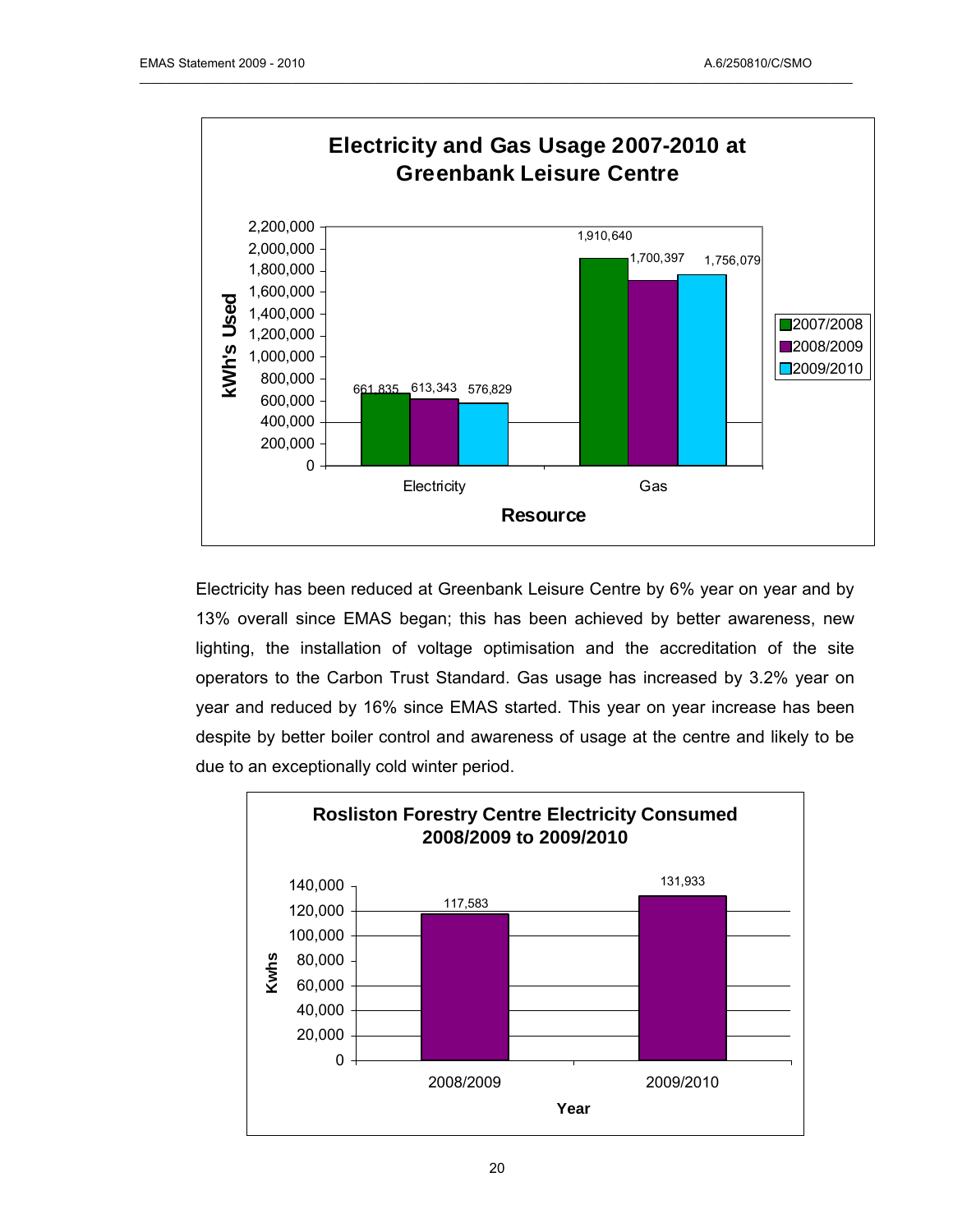**Electricity and Gas Usage 2007-2010 at Greenbank Leisure Centre**

| Resource | 2007/2008 | 2008/2009 | 2009/2010 |
| --- | --- | --- | --- |
| Electricity | 661,835 | 613,343 | 576,829 |
| Gas | 1,910,640 | 1,700,397 | 1,756,079 |

Electricity has been reduced at Greenbank Leisure Centre by 6% year on year and by 13% overall since EMAS began; this has been achieved by better awareness, new lighting, the installation of voltage optimisation and the accreditation of the site operators to the Carbon Trust Standard. Gas usage has increased by 3.2% year on year and reduced by 16% since EMAS started. This year on year increase has been despite by better boiler control and awareness of usage at the centre and likely to be due to an exceptionally cold winter period.

**Rosliston Forestry Centre Electricity Consumed 2008/2009 to 2009/2010**

| Year | Kwhs |
| --- | --- |
| 2008/2009 | 117,583 |
| 2009/2010 | 131,933 |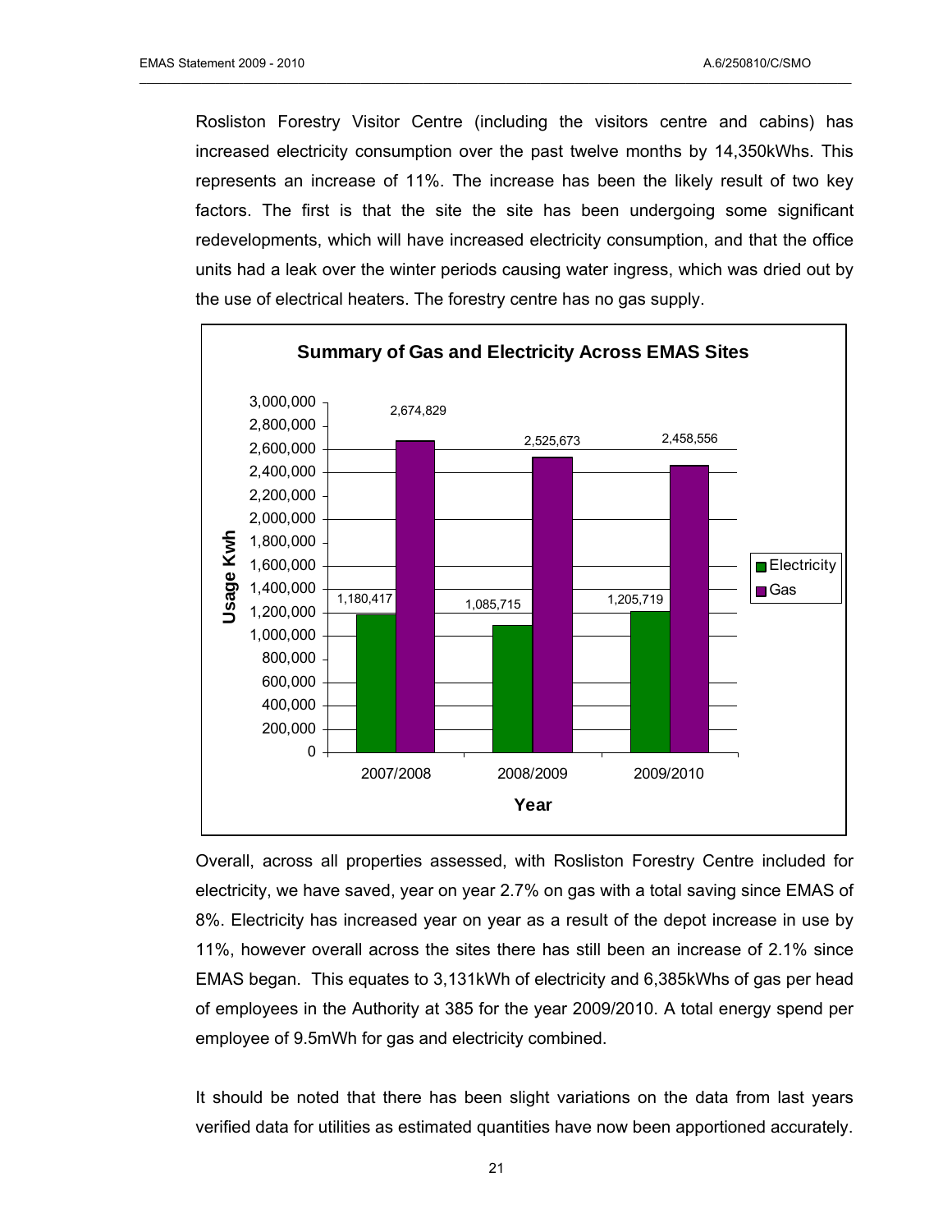Rosliston Forestry Visitor Centre (including the visitors centre and cabins) has increased electricity consumption over the past twelve months by 14,350kWhs. This represents an increase of 11%. The increase has been the likely result of two key factors. The first is that the site the site has been undergoing some significant redevelopments, which will have increased electricity consumption, and that the office units had a leak over the winter periods causing water ingress, which was dried out by the use of electrical heaters. The forestry centre has no gas supply.

**Summary of Gas and Electricity Across EMAS Sites**

| Year | Electricity (Usage Kwh) | Gas (Usage Kwh) |
|---|---|---|
| 2007/2008 | 1,180,417 | 2,674,829 |
| 2008/2009 | 1,085,715 | 2,525,673 |
| 2009/2010 | 1,205,719 | 2,458,556 |

Overall, across all properties assessed, with Rosliston Forestry Centre included for electricity, we have saved, year on year 2.7% on gas with a total saving since EMAS of 8%. Electricity has increased year on year as a result of the depot increase in use by 11%, however overall across the sites there has still been an increase of 2.1% since EMAS began. This equates to 3,131kWh of electricity and 6,385kWhs of gas per head of employees in the Authority at 385 for the year 2009/2010. A total energy spend per employee of 9.5mWh for gas and electricity combined.

It should be noted that there has been slight variations on the data from last years verified data for utilities as estimated quantities have now been apportioned accurately.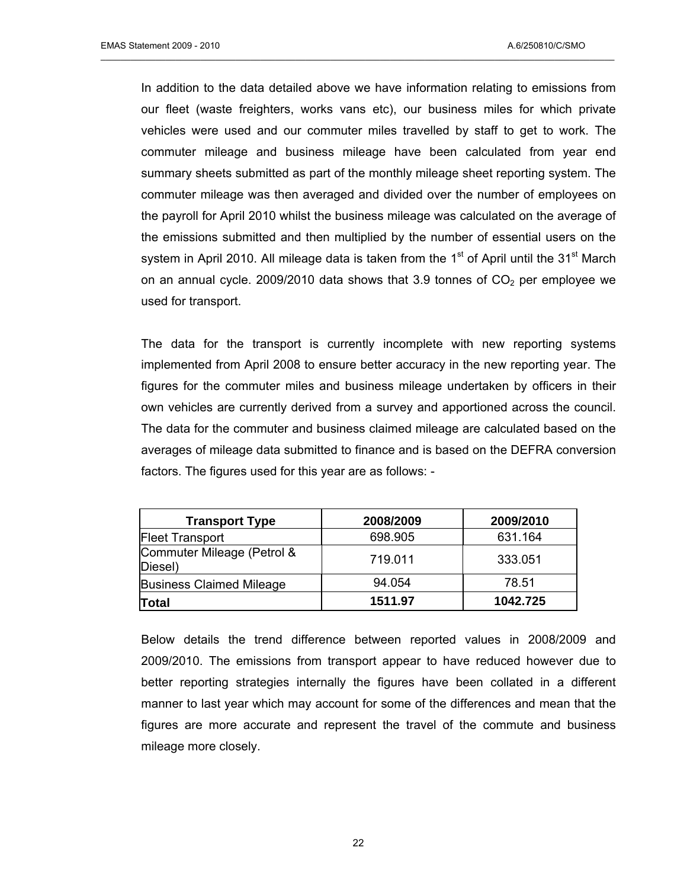In addition to the data detailed above we have information relating to emissions from our fleet (waste freighters, works vans etc), our business miles for which private vehicles were used and our commuter miles travelled by staff to get to work. The commuter mileage and business mileage have been calculated from year end summary sheets submitted as part of the monthly mileage sheet reporting system. The commuter mileage was then averaged and divided over the number of employees on the payroll for April 2010 whilst the business mileage was calculated on the average of the emissions submitted and then multiplied by the number of essential users on the system in April 2010. All mileage data is taken from the 1st of April until the 31st March on an annual cycle. 2009/2010 data shows that 3.9 tonnes of $CO_2$ per employee we used for transport.

The data for the transport is currently incomplete with new reporting systems implemented from April 2008 to ensure better accuracy in the new reporting year. The figures for the commuter miles and business mileage undertaken by officers in their own vehicles are currently derived from a survey and apportioned across the council. The data for the commuter and business claimed mileage are calculated based on the averages of mileage data submitted to finance and is based on the DEFRA conversion factors. The figures used for this year are as follows: -

| Transport Type | 2008/2009 | 2009/2010 |
|---|---|---|
| Fleet Transport | 698.905 | 631.164 |
| Commuter Mileage (Petrol & Diesel) | 719.011 | 333.051 |
| Business Claimed Mileage | 94.054 | 78.51 |
| **Total** | **1511.97** | **1042.725** |

Below details the trend difference between reported values in 2008/2009 and 2009/2010. The emissions from transport appear to have reduced however due to better reporting strategies internally the figures have been collated in a different manner to last year which may account for some of the differences and mean that the figures are more accurate and represent the travel of the commute and business mileage more closely.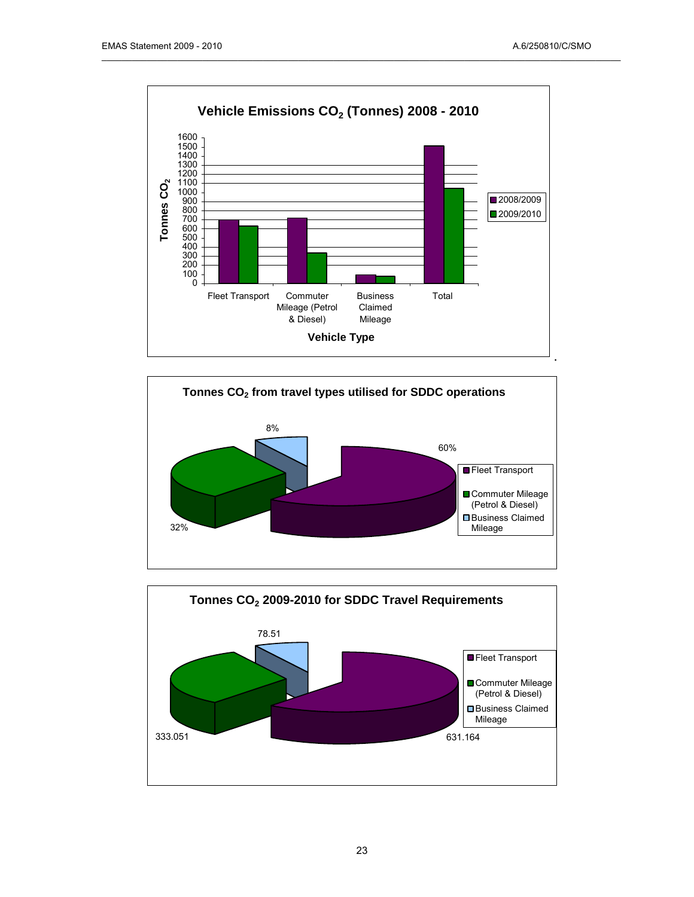## Vehicle Emissions $CO_2$ (Tonnes) 2008 - 2010

| Vehicle Type | 2008/2009 | 2009/2010 |
|---|---|---|
| Fleet Transport | | |
| Commuter Mileage (Petrol & Diesel) | | |
| Business Claimed Mileage | | |
| Total | | |

Tonnes $CO_2$ (axis 0–1600)

Vehicle Type

## Tonnes $CO_2$ from travel types utilised for SDDC operations

- Fleet Transport: 60%
- Commuter Mileage (Petrol & Diesel): 32%
- Business Claimed Mileage: 8%

## Tonnes $CO_2$ 2009-2010 for SDDC Travel Requirements

- Fleet Transport: 631.164
- Commuter Mileage (Petrol & Diesel): 333.051
- Business Claimed Mileage: 78.51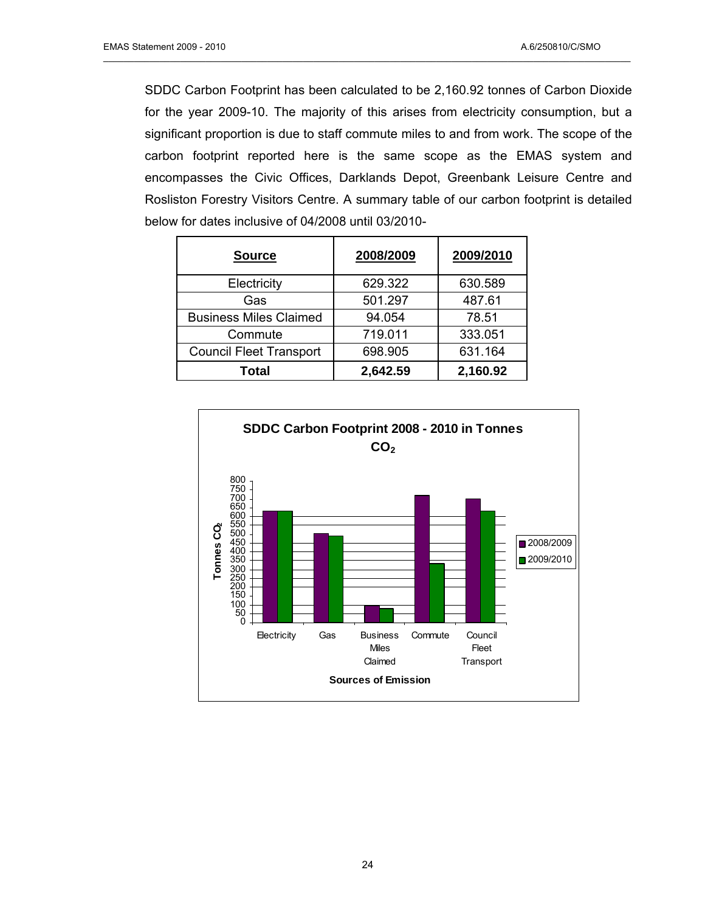SDDC Carbon Footprint has been calculated to be 2,160.92 tonnes of Carbon Dioxide for the year 2009-10. The majority of this arises from electricity consumption, but a significant proportion is due to staff commute miles to and from work. The scope of the carbon footprint reported here is the same scope as the EMAS system and encompasses the Civic Offices, Darklands Depot, Greenbank Leisure Centre and Rosliston Forestry Visitors Centre. A summary table of our carbon footprint is detailed below for dates inclusive of 04/2008 until 03/2010-

| **Source** | **2008/2009** | **2009/2010** |
|---|---|---|
| Electricity | 629.322 | 630.589 |
| Gas | 501.297 | 487.61 |
| Business Miles Claimed | 94.054 | 78.51 |
| Commute | 719.011 | 333.051 |
| Council Fleet Transport | 698.905 | 631.164 |
| **Total** | **2,642.59** | **2,160.92** |

**SDDC Carbon Footprint 2008 - 2010 in Tonnes $CO_2$**

| Sources of Emission | 2008/2009 | 2009/2010 |
|---|---|---|
| Electricity | 629.322 | 630.589 |
| Gas | 501.297 | 487.61 |
| Business Miles Claimed | 94.054 | 78.51 |
| Commute | 719.011 | 333.051 |
| Council Fleet Transport | 698.905 | 631.164 |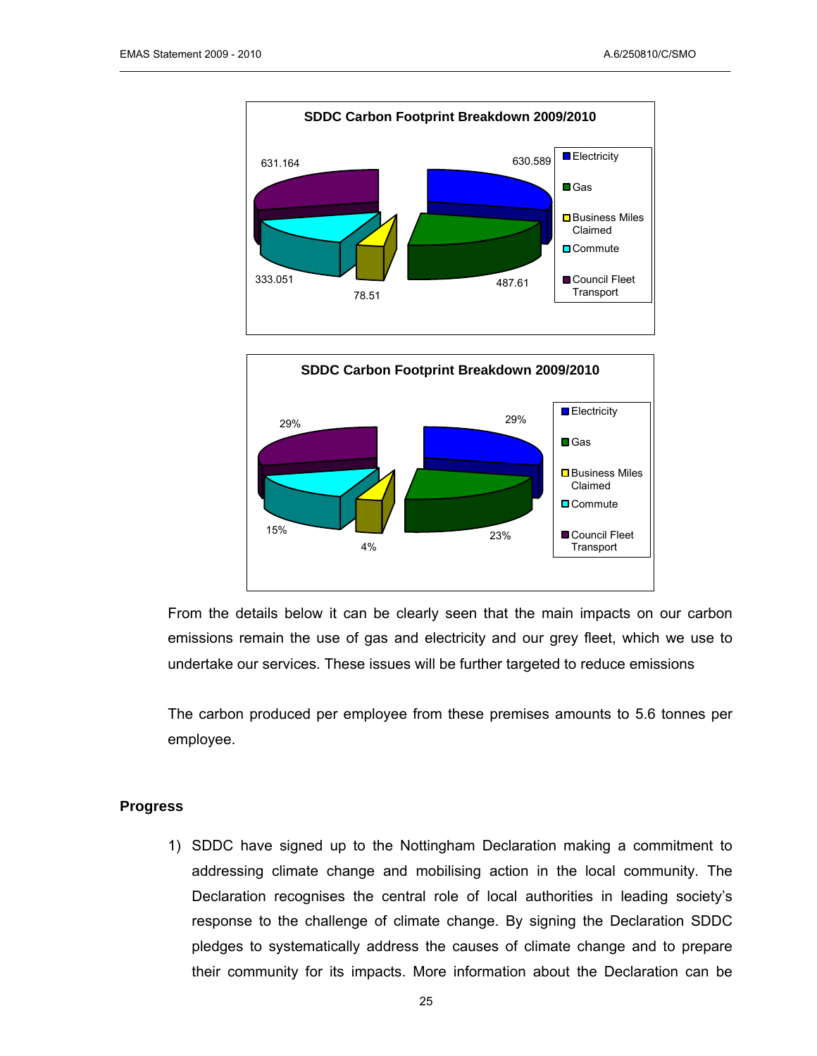**SDDC Carbon Footprint Breakdown 2009/2010**

| Category | Value |
|---|---|
| Electricity | 630.589 |
| Gas | 487.61 |
| Business Miles Claimed | 78.51 |
| Commute | 333.051 |
| Council Fleet Transport | 631.164 |

**SDDC Carbon Footprint Breakdown 2009/2010**

| Category | Percentage |
|---|---|
| Electricity | 29% |
| Gas | 23% |
| Business Miles Claimed | 4% |
| Commute | 15% |
| Council Fleet Transport | 29% |

From the details below it can be clearly seen that the main impacts on our carbon emissions remain the use of gas and electricity and our grey fleet, which we use to undertake our services. These issues will be further targeted to reduce emissions

The carbon produced per employee from these premises amounts to 5.6 tonnes per employee.

## Progress

1) SDDC have signed up to the Nottingham Declaration making a commitment to addressing climate change and mobilising action in the local community. The Declaration recognises the central role of local authorities in leading society's response to the challenge of climate change. By signing the Declaration SDDC pledges to systematically address the causes of climate change and to prepare their community for its impacts. More information about the Declaration can be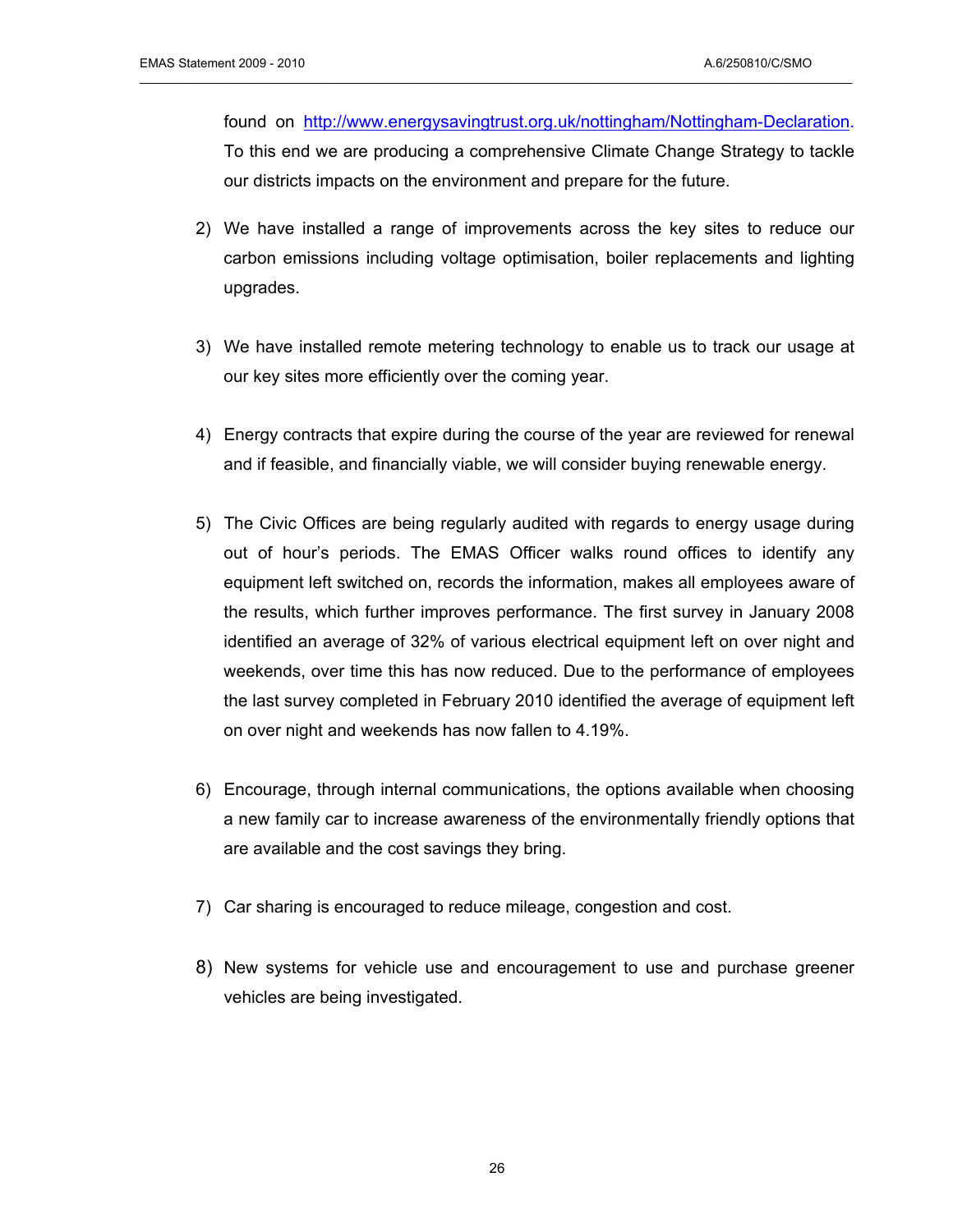found on [http://www.energysavingtrust.org.uk/nottingham/Nottingham-Declaration](http://www.energysavingtrust.org.uk/nottingham/Nottingham-Declaration). To this end we are producing a comprehensive Climate Change Strategy to tackle our districts impacts on the environment and prepare for the future.

2) We have installed a range of improvements across the key sites to reduce our carbon emissions including voltage optimisation, boiler replacements and lighting upgrades.

3) We have installed remote metering technology to enable us to track our usage at our key sites more efficiently over the coming year.

4) Energy contracts that expire during the course of the year are reviewed for renewal and if feasible, and financially viable, we will consider buying renewable energy.

5) The Civic Offices are being regularly audited with regards to energy usage during out of hour's periods. The EMAS Officer walks round offices to identify any equipment left switched on, records the information, makes all employees aware of the results, which further improves performance. The first survey in January 2008 identified an average of 32% of various electrical equipment left on over night and weekends, over time this has now reduced. Due to the performance of employees the last survey completed in February 2010 identified the average of equipment left on over night and weekends has now fallen to 4.19%.

6) Encourage, through internal communications, the options available when choosing a new family car to increase awareness of the environmentally friendly options that are available and the cost savings they bring.

7) Car sharing is encouraged to reduce mileage, congestion and cost.

8) New systems for vehicle use and encouragement to use and purchase greener vehicles are being investigated.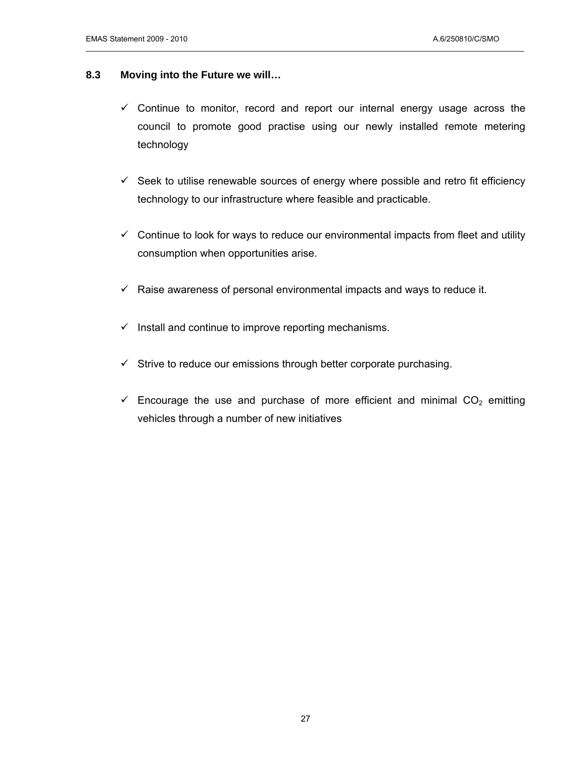### 8.3 Moving into the Future we will…

- ✓ Continue to monitor, record and report our internal energy usage across the council to promote good practise using our newly installed remote metering technology

- ✓ Seek to utilise renewable sources of energy where possible and retro fit efficiency technology to our infrastructure where feasible and practicable.

- ✓ Continue to look for ways to reduce our environmental impacts from fleet and utility consumption when opportunities arise.

- ✓ Raise awareness of personal environmental impacts and ways to reduce it.

- ✓ Install and continue to improve reporting mechanisms.

- ✓ Strive to reduce our emissions through better corporate purchasing.

- ✓ Encourage the use and purchase of more efficient and minimal $CO_2$ emitting vehicles through a number of new initiatives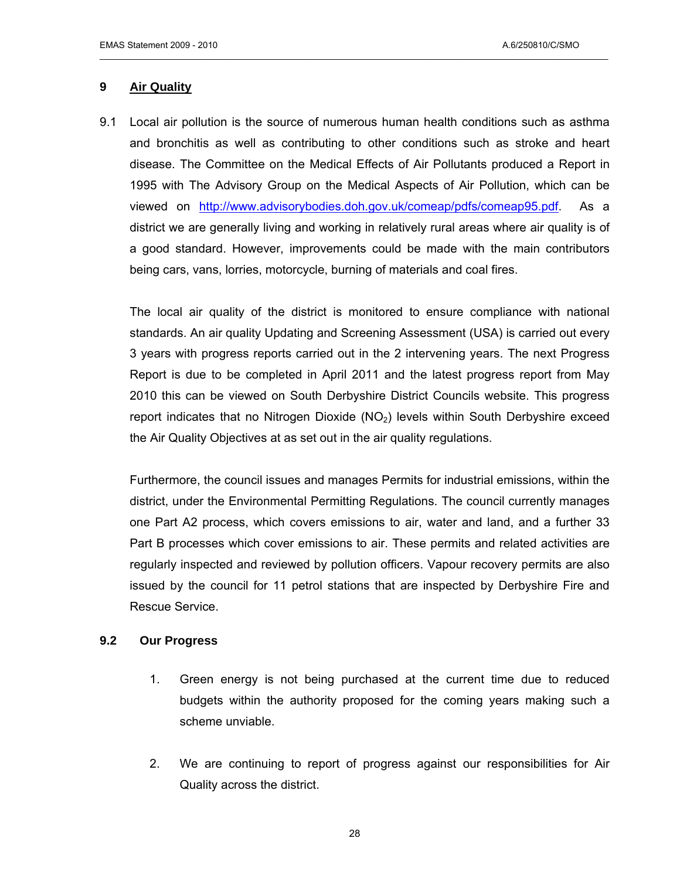## 9 Air Quality

9.1 Local air pollution is the source of numerous human health conditions such as asthma and bronchitis as well as contributing to other conditions such as stroke and heart disease. The Committee on the Medical Effects of Air Pollutants produced a Report in 1995 with The Advisory Group on the Medical Aspects of Air Pollution, which can be viewed on http://www.advisorybodies.doh.gov.uk/comeap/pdfs/comeap95.pdf. As a district we are generally living and working in relatively rural areas where air quality is of a good standard. However, improvements could be made with the main contributors being cars, vans, lorries, motorcycle, burning of materials and coal fires.

The local air quality of the district is monitored to ensure compliance with national standards. An air quality Updating and Screening Assessment (USA) is carried out every 3 years with progress reports carried out in the 2 intervening years. The next Progress Report is due to be completed in April 2011 and the latest progress report from May 2010 this can be viewed on South Derbyshire District Councils website. This progress report indicates that no Nitrogen Dioxide ($NO_2$) levels within South Derbyshire exceed the Air Quality Objectives at as set out in the air quality regulations.

Furthermore, the council issues and manages Permits for industrial emissions, within the district, under the Environmental Permitting Regulations. The council currently manages one Part A2 process, which covers emissions to air, water and land, and a further 33 Part B processes which cover emissions to air. These permits and related activities are regularly inspected and reviewed by pollution officers. Vapour recovery permits are also issued by the council for 11 petrol stations that are inspected by Derbyshire Fire and Rescue Service.

### 9.2 Our Progress

1. Green energy is not being purchased at the current time due to reduced budgets within the authority proposed for the coming years making such a scheme unviable.

2. We are continuing to report of progress against our responsibilities for Air Quality across the district.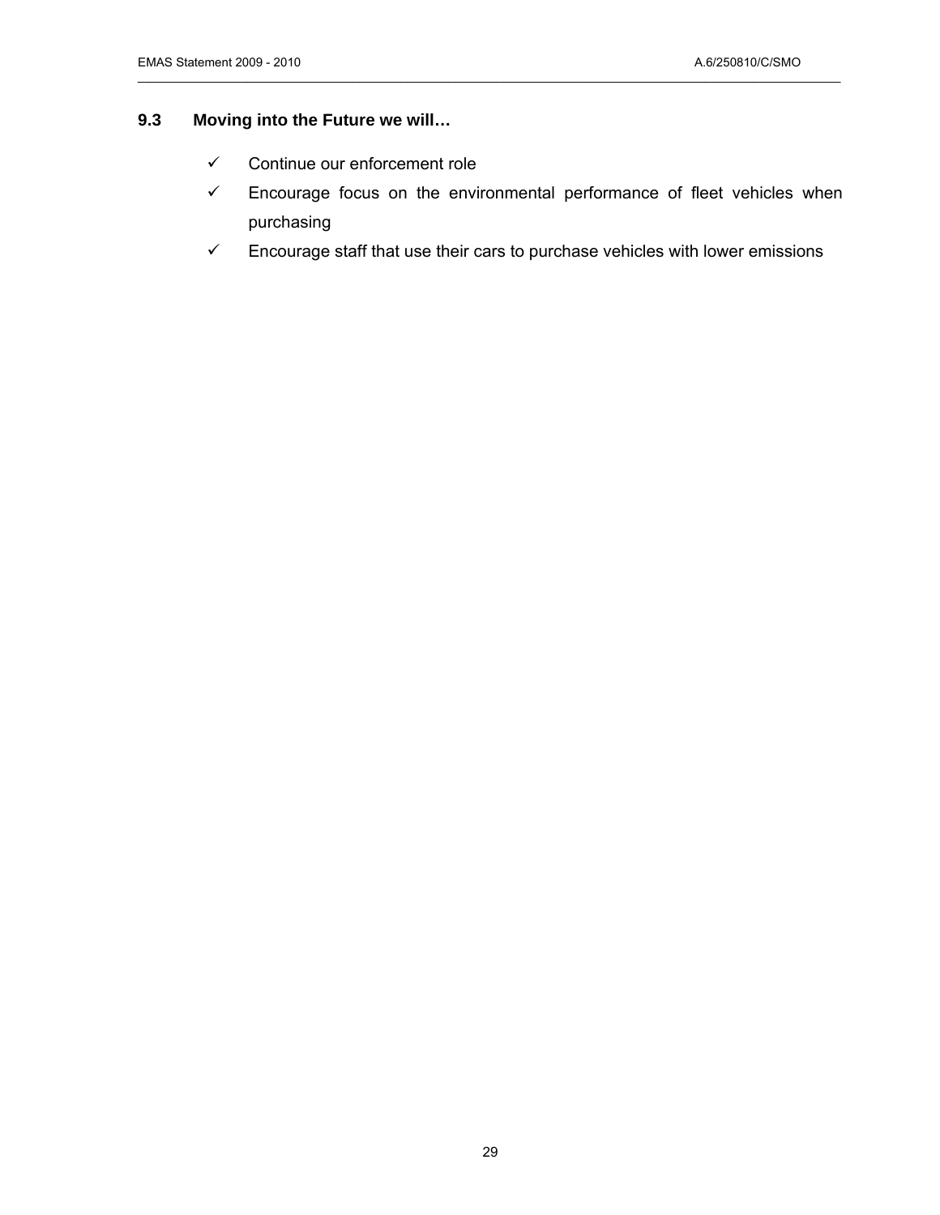### 9.3 Moving into the Future we will…

- ✓ Continue our enforcement role
- ✓ Encourage focus on the environmental performance of fleet vehicles when purchasing
- ✓ Encourage staff that use their cars to purchase vehicles with lower emissions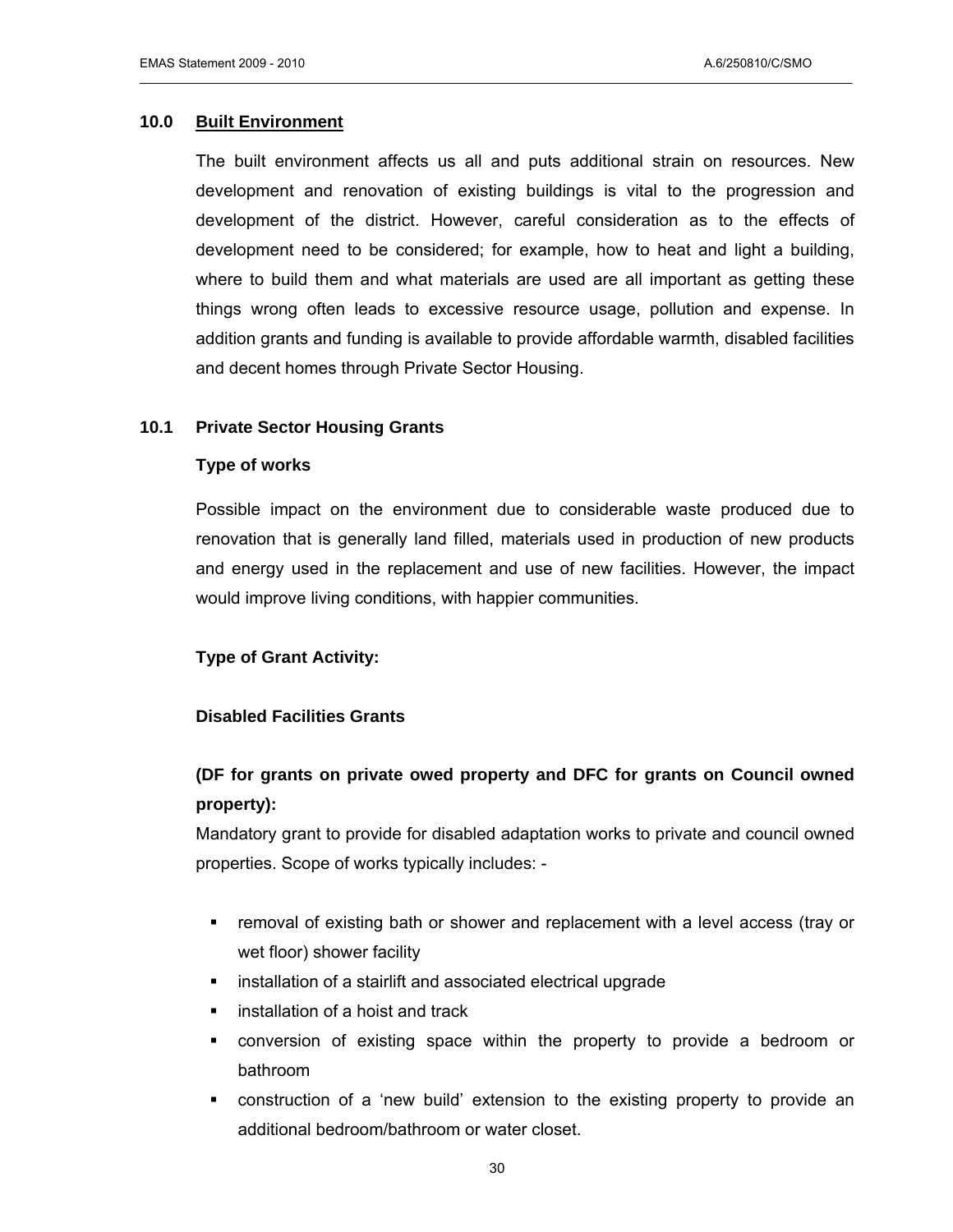## 10.0 Built Environment

The built environment affects us all and puts additional strain on resources. New development and renovation of existing buildings is vital to the progression and development of the district. However, careful consideration as to the effects of development need to be considered; for example, how to heat and light a building, where to build them and what materials are used are all important as getting these things wrong often leads to excessive resource usage, pollution and expense. In addition grants and funding is available to provide affordable warmth, disabled facilities and decent homes through Private Sector Housing.

### 10.1 Private Sector Housing Grants

**Type of works**

Possible impact on the environment due to considerable waste produced due to renovation that is generally land filled, materials used in production of new products and energy used in the replacement and use of new facilities. However, the impact would improve living conditions, with happier communities.

**Type of Grant Activity:**

**Disabled Facilities Grants**

**(DF for grants on private owed property and DFC for grants on Council owned property):**

Mandatory grant to provide for disabled adaptation works to private and council owned properties. Scope of works typically includes: -

- removal of existing bath or shower and replacement with a level access (tray or wet floor) shower facility
- installation of a stairlift and associated electrical upgrade
- installation of a hoist and track
- conversion of existing space within the property to provide a bedroom or bathroom
- construction of a 'new build' extension to the existing property to provide an additional bedroom/bathroom or water closet.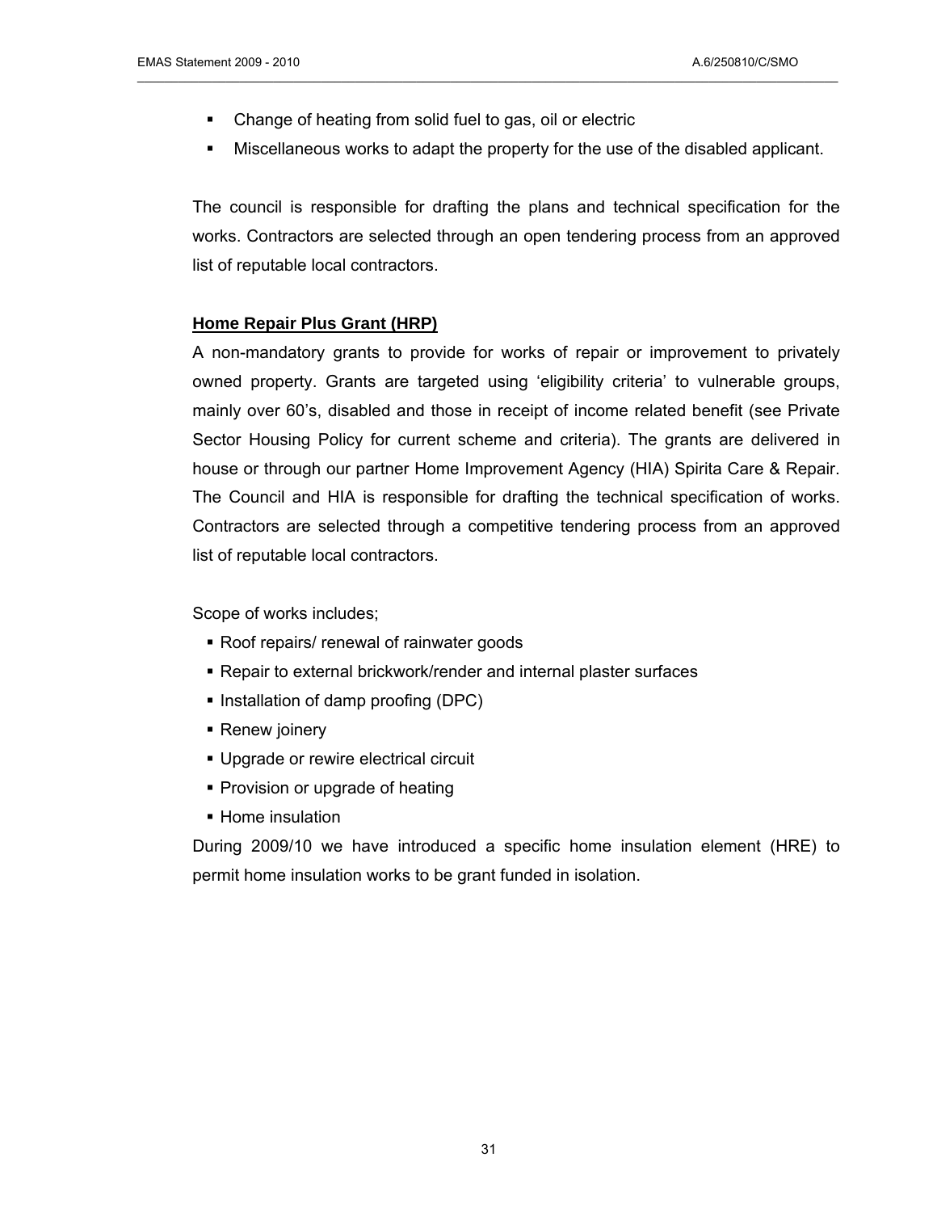- Change of heating from solid fuel to gas, oil or electric
- Miscellaneous works to adapt the property for the use of the disabled applicant.

The council is responsible for drafting the plans and technical specification for the works. Contractors are selected through an open tendering process from an approved list of reputable local contractors.

**Home Repair Plus Grant (HRP)**

A non-mandatory grants to provide for works of repair or improvement to privately owned property. Grants are targeted using 'eligibility criteria' to vulnerable groups, mainly over 60's, disabled and those in receipt of income related benefit (see Private Sector Housing Policy for current scheme and criteria). The grants are delivered in house or through our partner Home Improvement Agency (HIA) Spirita Care & Repair. The Council and HIA is responsible for drafting the technical specification of works. Contractors are selected through a competitive tendering process from an approved list of reputable local contractors.

Scope of works includes;

- Roof repairs/ renewal of rainwater goods
- Repair to external brickwork/render and internal plaster surfaces
- Installation of damp proofing (DPC)
- Renew joinery
- Upgrade or rewire electrical circuit
- Provision or upgrade of heating
- Home insulation

During 2009/10 we have introduced a specific home insulation element (HRE) to permit home insulation works to be grant funded in isolation.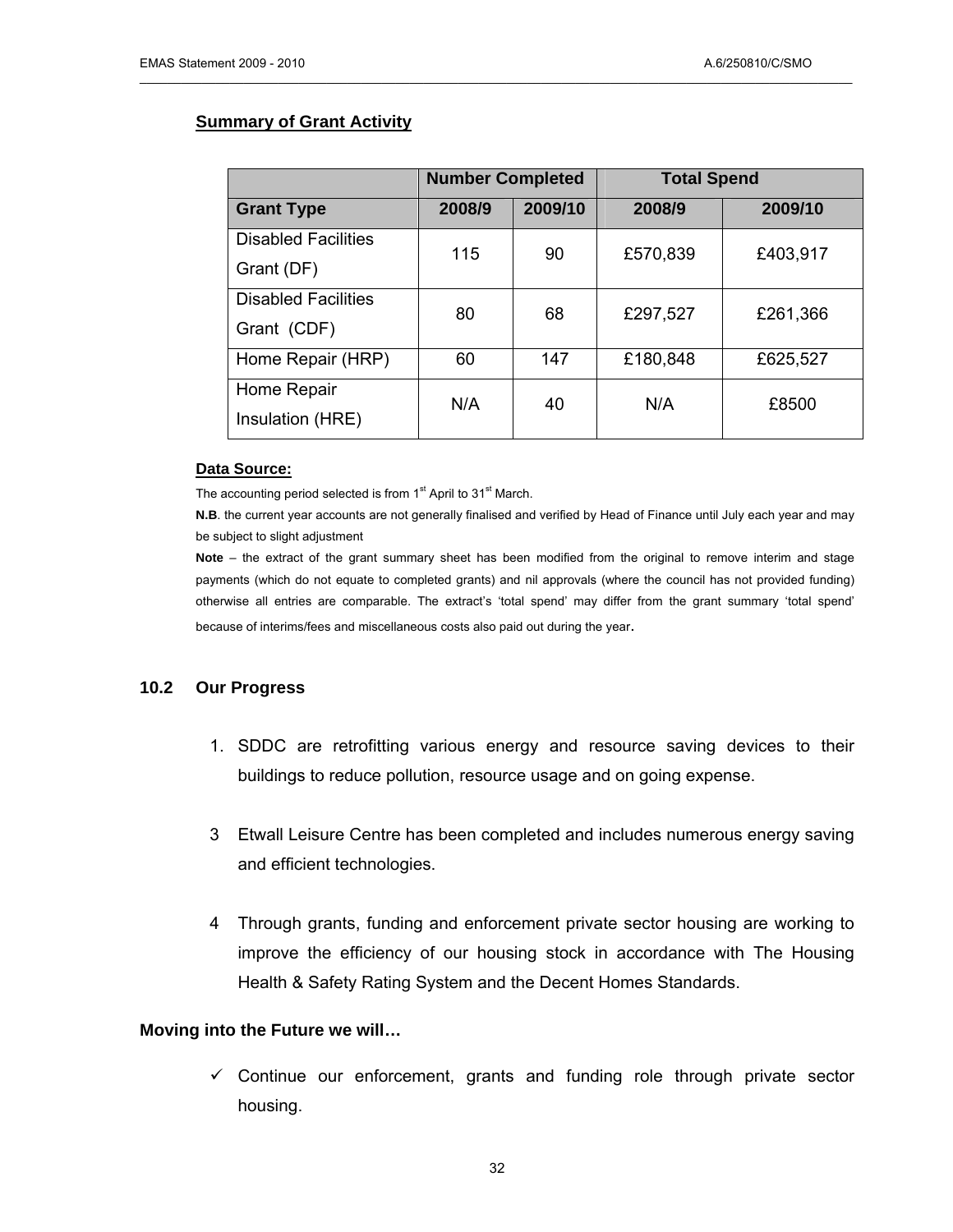**Summary of Grant Activity**

| | Number Completed | | Total Spend | |
|---|---|---|---|---|
| **Grant Type** | **2008/9** | **2009/10** | **2008/9** | **2009/10** |
| Disabled Facilities Grant (DF) | 115 | 90 | £570,839 | £403,917 |
| Disabled Facilities Grant (CDF) | 80 | 68 | £297,527 | £261,366 |
| Home Repair (HRP) | 60 | 147 | £180,848 | £625,527 |
| Home Repair Insulation (HRE) | N/A | 40 | N/A | £8500 |

**Data Source:**

The accounting period selected is from 1st April to 31st March.

**N.B**. the current year accounts are not generally finalised and verified by Head of Finance until July each year and may be subject to slight adjustment

**Note** – the extract of the grant summary sheet has been modified from the original to remove interim and stage payments (which do not equate to completed grants) and nil approvals (where the council has not provided funding) otherwise all entries are comparable. The extract's 'total spend' may differ from the grant summary 'total spend' because of interims/fees and miscellaneous costs also paid out during the year.

## 10.2 Our Progress

1. SDDC are retrofitting various energy and resource saving devices to their buildings to reduce pollution, resource usage and on going expense.

3 Etwall Leisure Centre has been completed and includes numerous energy saving and efficient technologies.

4 Through grants, funding and enforcement private sector housing are working to improve the efficiency of our housing stock in accordance with The Housing Health & Safety Rating System and the Decent Homes Standards.

**Moving into the Future we will…**

- ✓ Continue our enforcement, grants and funding role through private sector housing.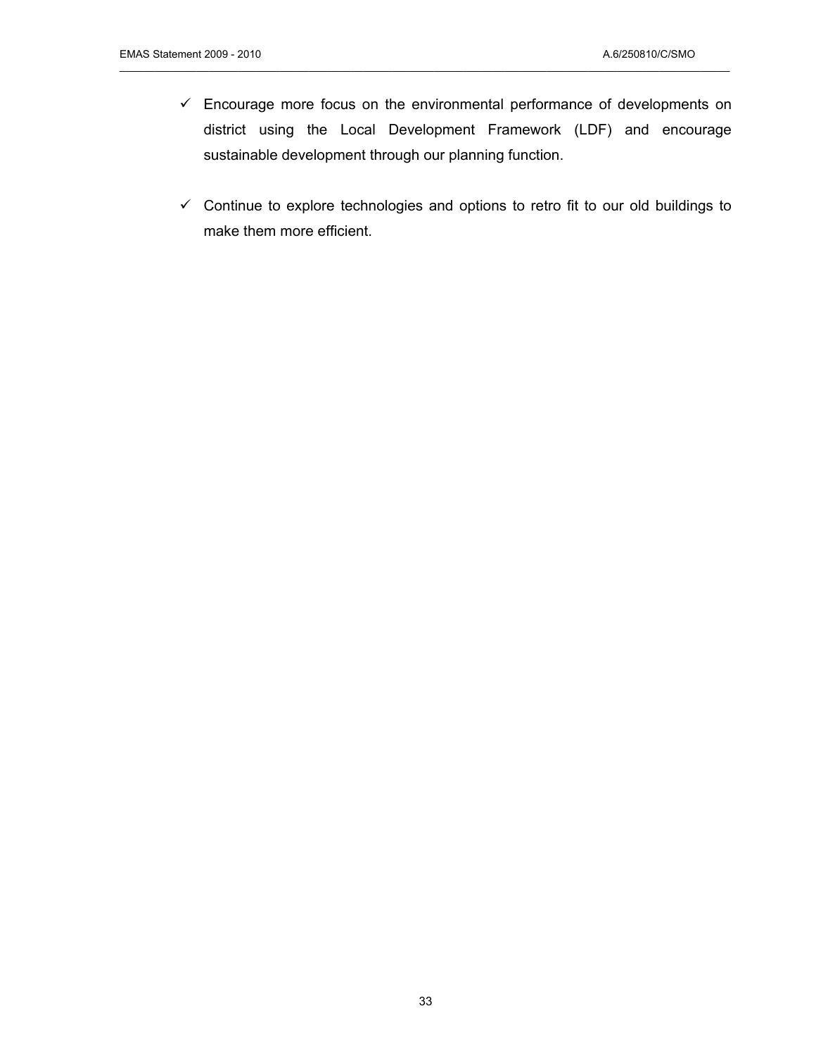- ✓ Encourage more focus on the environmental performance of developments on district using the Local Development Framework (LDF) and encourage sustainable development through our planning function.

- ✓ Continue to explore technologies and options to retro fit to our old buildings to make them more efficient.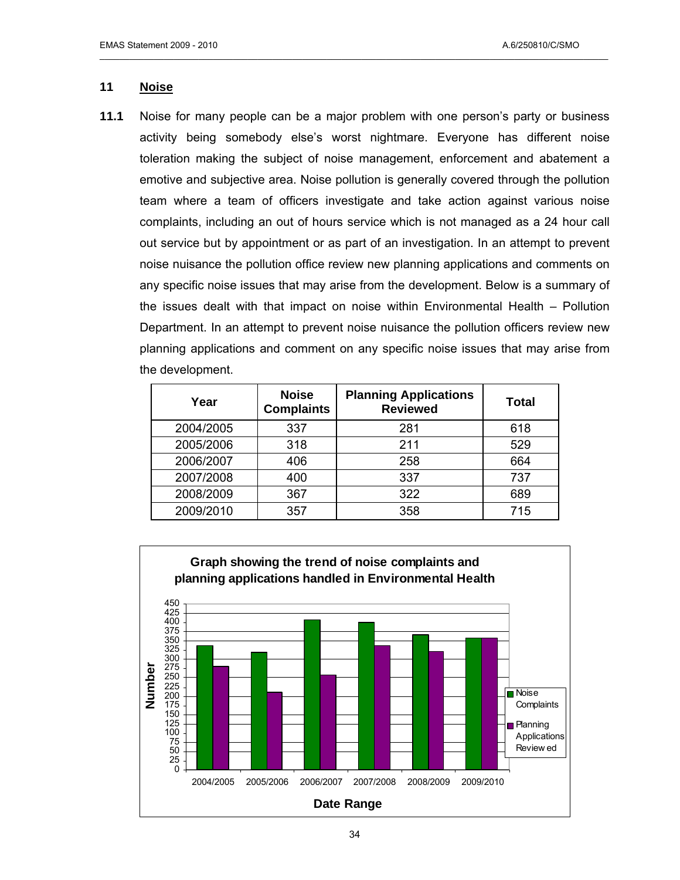## 11 Noise

**11.1** Noise for many people can be a major problem with one person's party or business activity being somebody else's worst nightmare. Everyone has different noise toleration making the subject of noise management, enforcement and abatement a emotive and subjective area. Noise pollution is generally covered through the pollution team where a team of officers investigate and take action against various noise complaints, including an out of hours service which is not managed as a 24 hour call out service but by appointment or as part of an investigation. In an attempt to prevent noise nuisance the pollution office review new planning applications and comments on any specific noise issues that may arise from the development. Below is a summary of the issues dealt with that impact on noise within Environmental Health – Pollution Department. In an attempt to prevent noise nuisance the pollution officers review new planning applications and comment on any specific noise issues that may arise from the development.

| Year | Noise Complaints | Planning Applications Reviewed | Total |
|---|---|---|---|
| 2004/2005 | 337 | 281 | 618 |
| 2005/2006 | 318 | 211 | 529 |
| 2006/2007 | 406 | 258 | 664 |
| 2007/2008 | 400 | 337 | 737 |
| 2008/2009 | 367 | 322 | 689 |
| 2009/2010 | 357 | 358 | 715 |

**Graph showing the trend of noise complaints and planning applications handled in Environmental Health**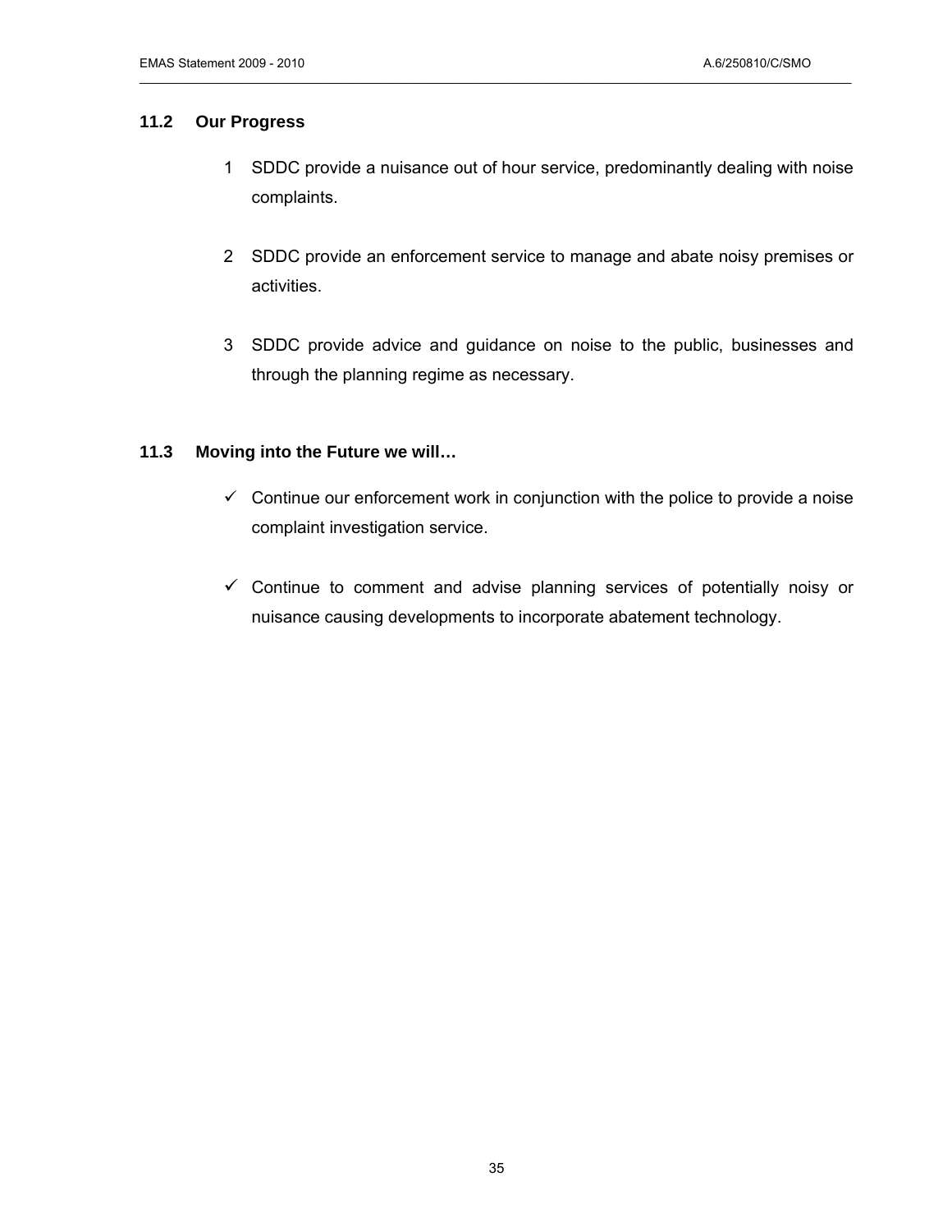### 11.2 Our Progress

1. SDDC provide a nuisance out of hour service, predominantly dealing with noise complaints.

2. SDDC provide an enforcement service to manage and abate noisy premises or activities.

3. SDDC provide advice and guidance on noise to the public, businesses and through the planning regime as necessary.

### 11.3 Moving into the Future we will…

- ✓ Continue our enforcement work in conjunction with the police to provide a noise complaint investigation service.

- ✓ Continue to comment and advise planning services of potentially noisy or nuisance causing developments to incorporate abatement technology.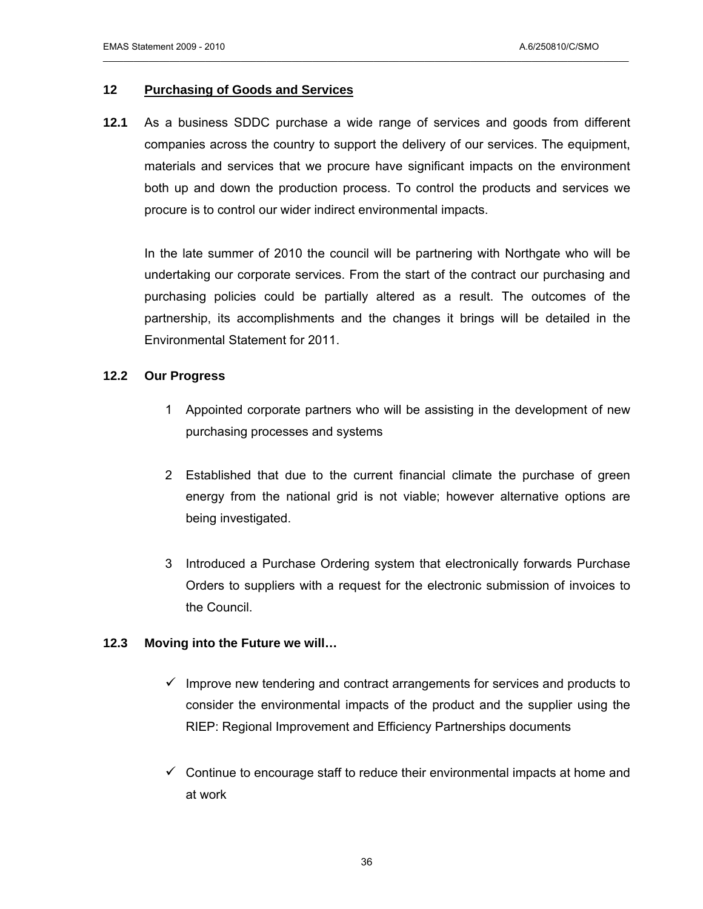## 12 Purchasing of Goods and Services

**12.1** As a business SDDC purchase a wide range of services and goods from different companies across the country to support the delivery of our services. The equipment, materials and services that we procure have significant impacts on the environment both up and down the production process. To control the products and services we procure is to control our wider indirect environmental impacts.

In the late summer of 2010 the council will be partnering with Northgate who will be undertaking our corporate services. From the start of the contract our purchasing and purchasing policies could be partially altered as a result. The outcomes of the partnership, its accomplishments and the changes it brings will be detailed in the Environmental Statement for 2011.

### 12.2 Our Progress

1. Appointed corporate partners who will be assisting in the development of new purchasing processes and systems
2. Established that due to the current financial climate the purchase of green energy from the national grid is not viable; however alternative options are being investigated.
3. Introduced a Purchase Ordering system that electronically forwards Purchase Orders to suppliers with a request for the electronic submission of invoices to the Council.

### 12.3 Moving into the Future we will…

- ✓ Improve new tendering and contract arrangements for services and products to consider the environmental impacts of the product and the supplier using the RIEP: Regional Improvement and Efficiency Partnerships documents
- ✓ Continue to encourage staff to reduce their environmental impacts at home and at work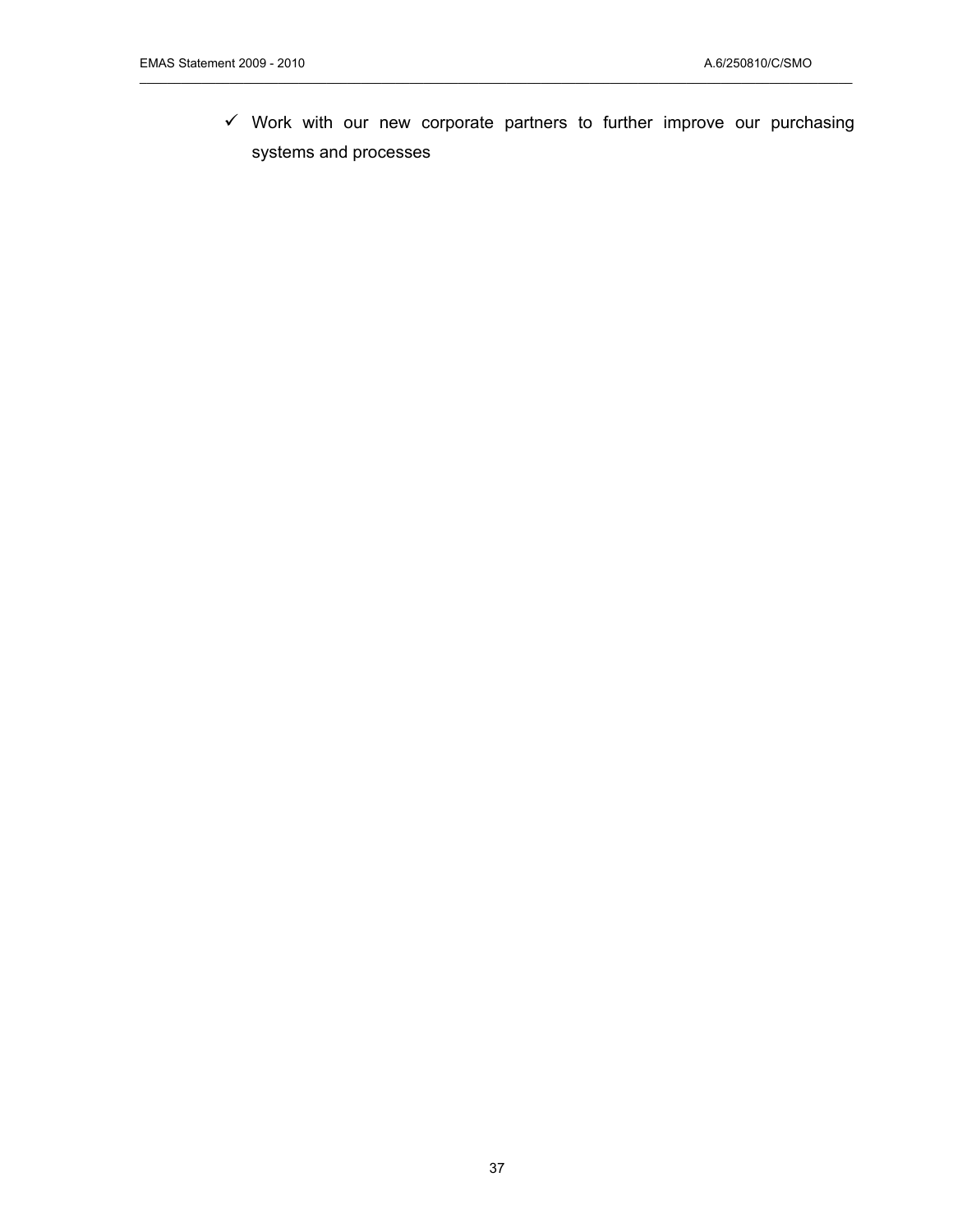- ✓ Work with our new corporate partners to further improve our purchasing systems and processes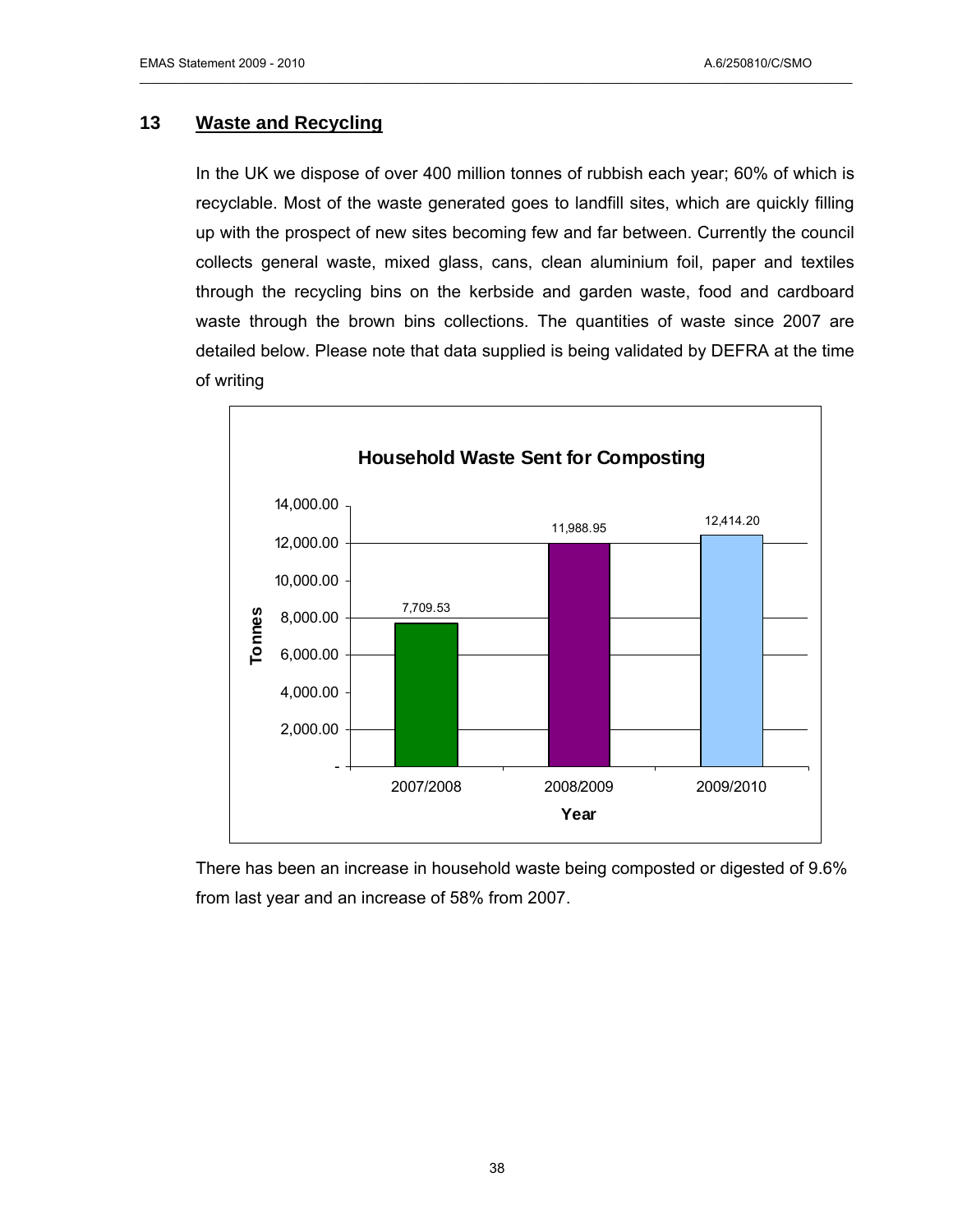## 13 Waste and Recycling

In the UK we dispose of over 400 million tonnes of rubbish each year; 60% of which is recyclable. Most of the waste generated goes to landfill sites, which are quickly filling up with the prospect of new sites becoming few and far between. Currently the council collects general waste, mixed glass, cans, clean aluminium foil, paper and textiles through the recycling bins on the kerbside and garden waste, food and cardboard waste through the brown bins collections. The quantities of waste since 2007 are detailed below. Please note that data supplied is being validated by DEFRA at the time of writing

**Household Waste Sent for Composting**

| Year | Tonnes |
|---|---|
| 2007/2008 | 7,709.53 |
| 2008/2009 | 11,988.95 |
| 2009/2010 | 12,414.20 |

There has been an increase in household waste being composted or digested of 9.6% from last year and an increase of 58% from 2007.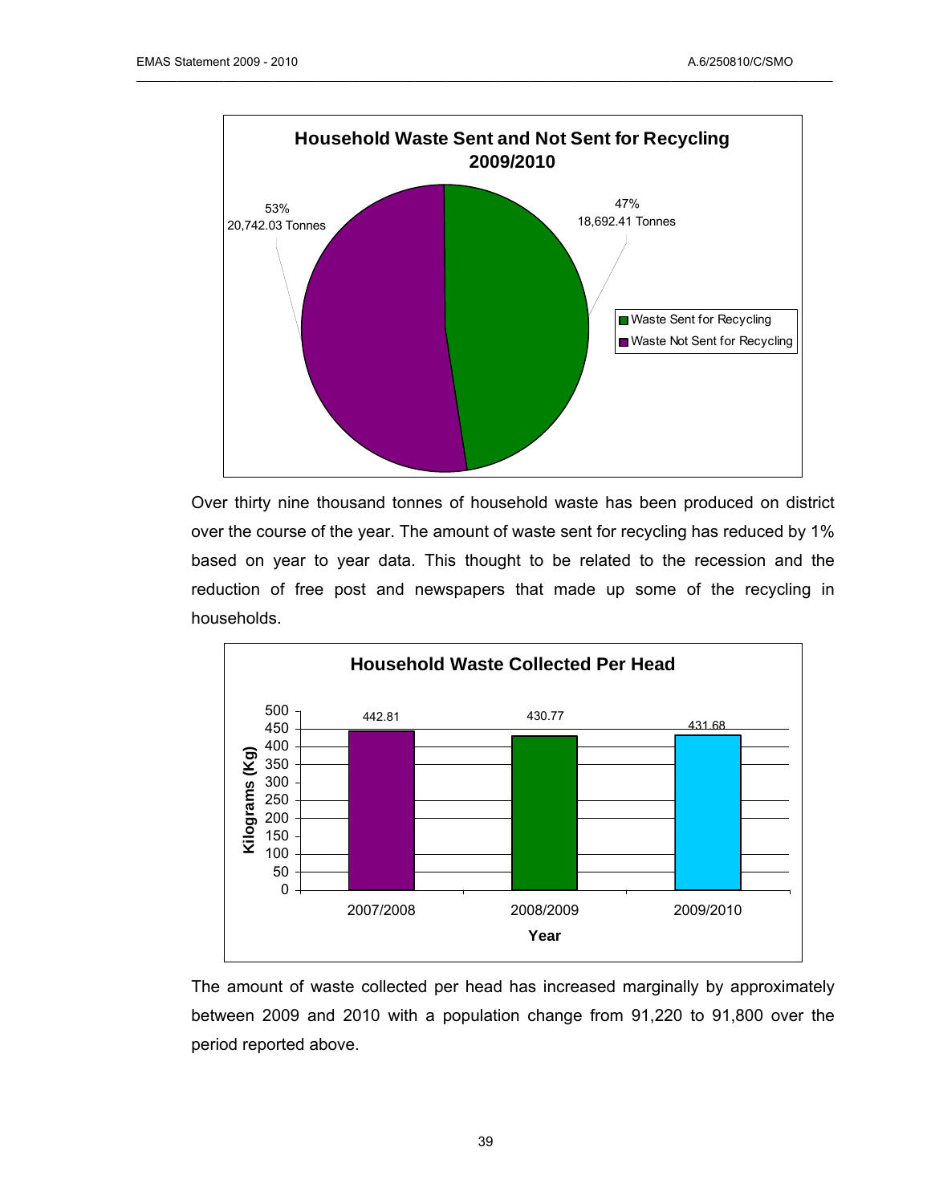**Household Waste Sent and Not Sent for Recycling 2009/2010**

| Category | Percentage | Tonnes |
| --- | --- | --- |
| Waste Sent for Recycling | 47% | 18,692.41 Tonnes |
| Waste Not Sent for Recycling | 53% | 20,742.03 Tonnes |

Over thirty nine thousand tonnes of household waste has been produced on district over the course of the year. The amount of waste sent for recycling has reduced by 1% based on year to year data. This thought to be related to the recession and the reduction of free post and newspapers that made up some of the recycling in households.

**Household Waste Collected Per Head**

| Year | Kilograms (Kg) |
| --- | --- |
| 2007/2008 | 442.81 |
| 2008/2009 | 430.77 |
| 2009/2010 | 431.68 |

The amount of waste collected per head has increased marginally by approximately between 2009 and 2010 with a population change from 91,220 to 91,800 over the period reported above.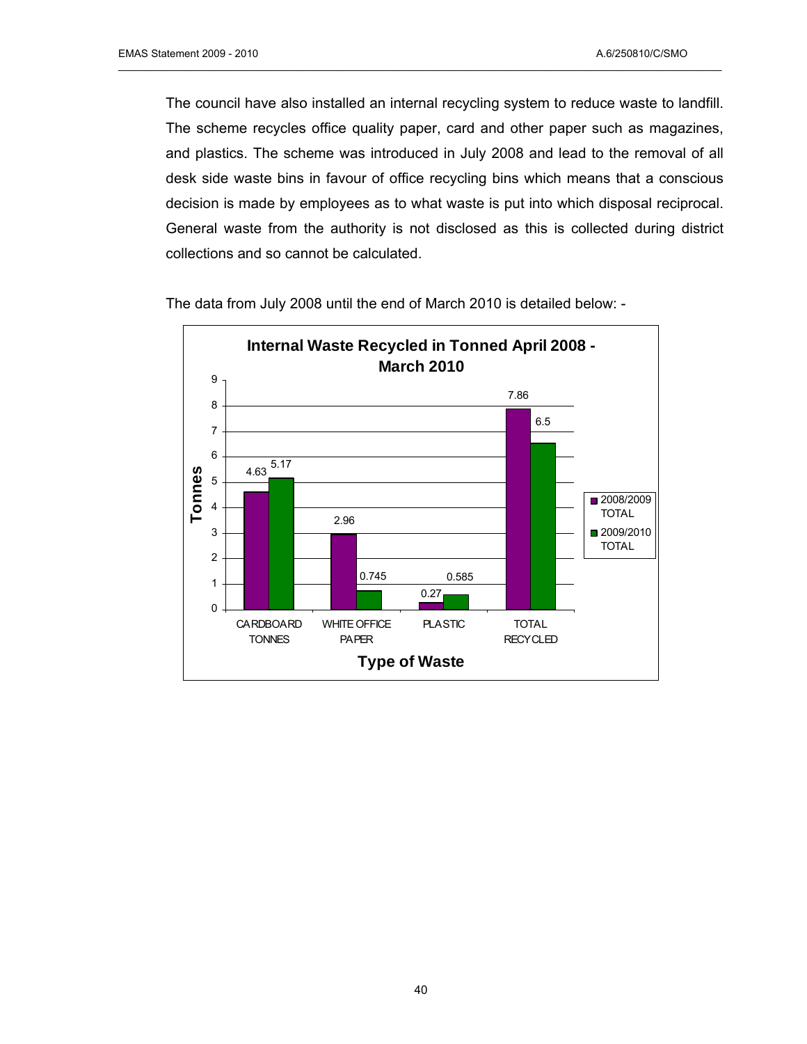The council have also installed an internal recycling system to reduce waste to landfill. The scheme recycles office quality paper, card and other paper such as magazines, and plastics. The scheme was introduced in July 2008 and lead to the removal of all desk side waste bins in favour of office recycling bins which means that a conscious decision is made by employees as to what waste is put into which disposal reciprocal. General waste from the authority is not disclosed as this is collected during district collections and so cannot be calculated.

The data from July 2008 until the end of March 2010 is detailed below: -

**Internal Waste Recycled in Tonned April 2008 - March 2010**

| Type of Waste | 2008/2009 TOTAL | 2009/2010 TOTAL |
|---|---|---|
| CARDBOARD TONNES | 4.63 | 5.17 |
| WHITE OFFICE PAPER | 2.96 | 0.745 |
| PLASTIC | 0.27 | 0.585 |
| TOTAL RECYCLED | 7.86 | 6.5 |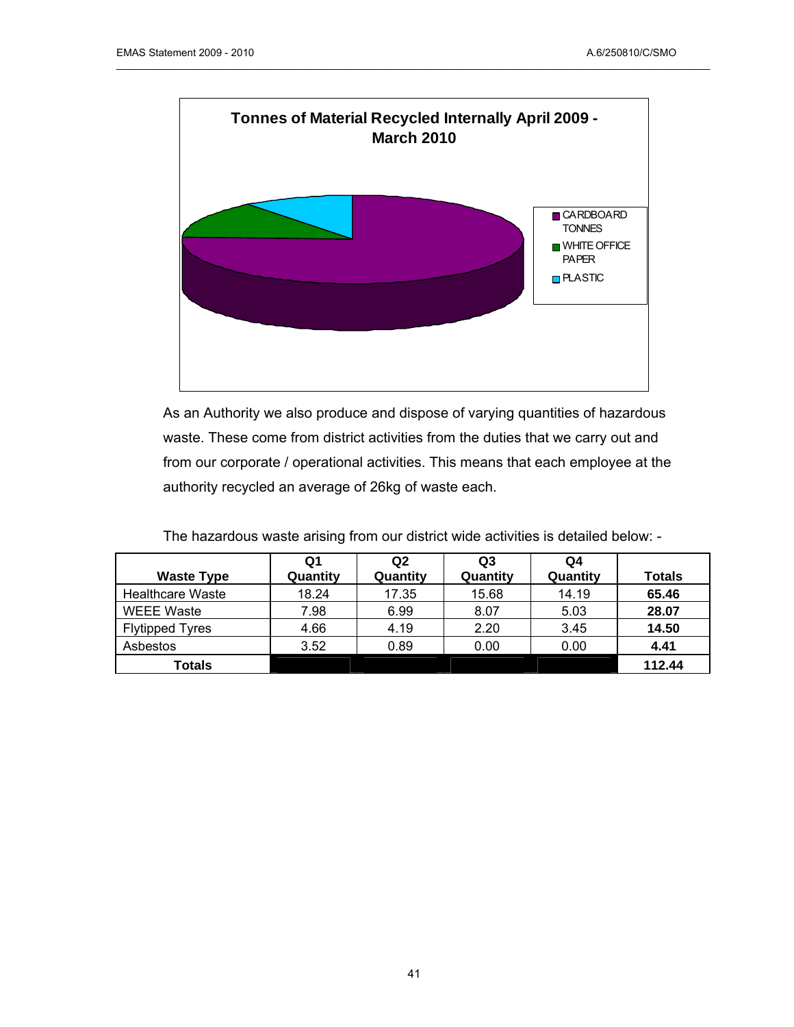**Tonnes of Material Recycled Internally April 2009 - March 2010**

- CARDBOARD TONNES
- WHITE OFFICE PAPER
- PLASTIC

As an Authority we also produce and dispose of varying quantities of hazardous waste. These come from district activities from the duties that we carry out and from our corporate / operational activities. This means that each employee at the authority recycled an average of 26kg of waste each.

The hazardous waste arising from our district wide activities is detailed below: -

| Waste Type | Q1 Quantity | Q2 Quantity | Q3 Quantity | Q4 Quantity | Totals |
|---|---|---|---|---|---|
| Healthcare Waste | 18.24 | 17.35 | 15.68 | 14.19 | **65.46** |
| WEEE Waste | 7.98 | 6.99 | 8.07 | 5.03 | **28.07** |
| Flytipped Tyres | 4.66 | 4.19 | 2.20 | 3.45 | **14.50** |
| Asbestos | 3.52 | 0.89 | 0.00 | 0.00 | **4.41** |
| **Totals** | | | | | **112.44** |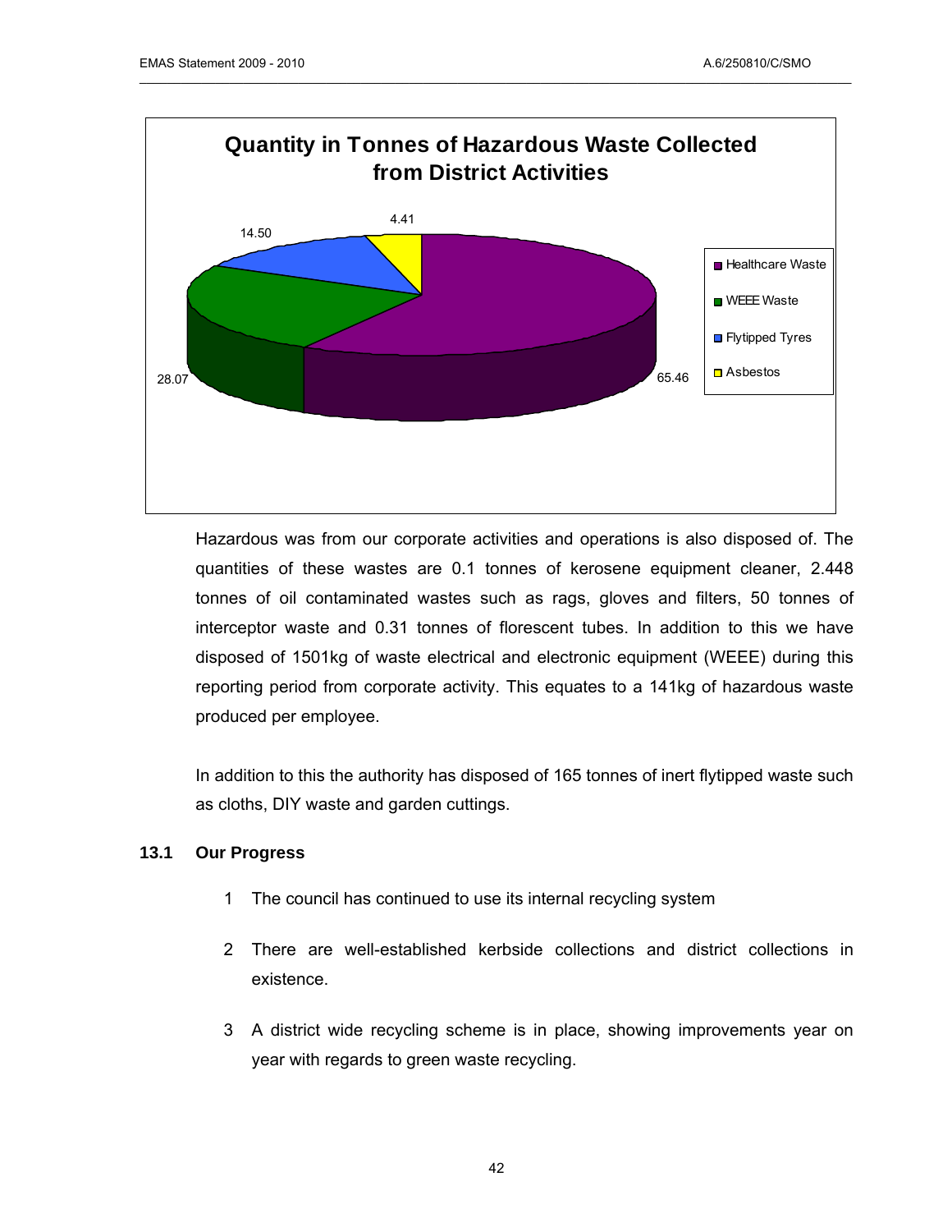**Quantity in Tonnes of Hazardous Waste Collected from District Activities**

| Category | Tonnes |
|---|---|
| Healthcare Waste | 65.46 |
| WEEE Waste | 28.07 |
| Flytipped Tyres | 14.50 |
| Asbestos | 4.41 |

Hazardous was from our corporate activities and operations is also disposed of. The quantities of these wastes are 0.1 tonnes of kerosene equipment cleaner, 2.448 tonnes of oil contaminated wastes such as rags, gloves and filters, 50 tonnes of interceptor waste and 0.31 tonnes of florescent tubes. In addition to this we have disposed of 1501kg of waste electrical and electronic equipment (WEEE) during this reporting period from corporate activity. This equates to a 141kg of hazardous waste produced per employee.

In addition to this the authority has disposed of 165 tonnes of inert flytipped waste such as cloths, DIY waste and garden cuttings.

### 13.1 Our Progress

1. The council has continued to use its internal recycling system
2. There are well-established kerbside collections and district collections in existence.
3. A district wide recycling scheme is in place, showing improvements year on year with regards to green waste recycling.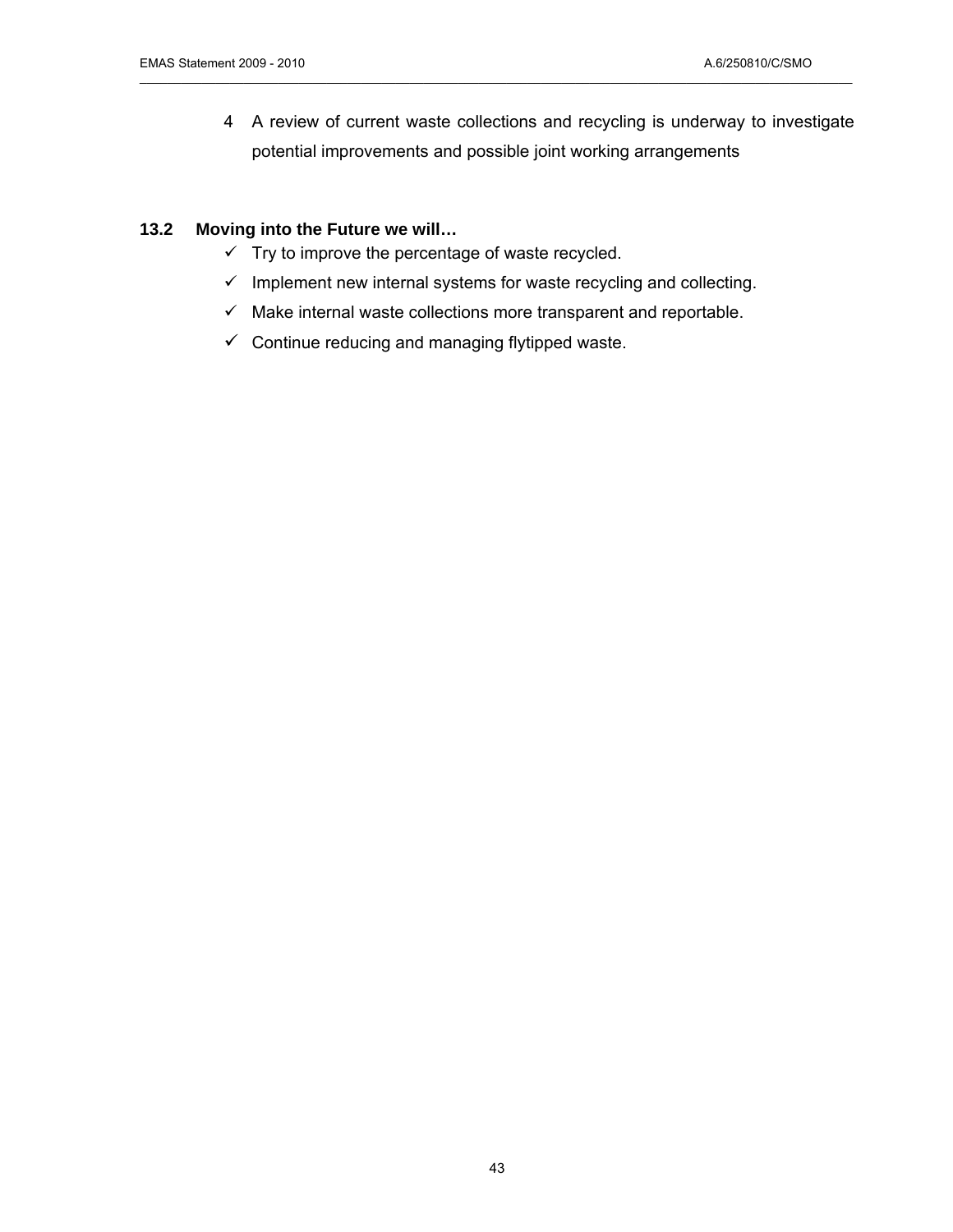4. A review of current waste collections and recycling is underway to investigate potential improvements and possible joint working arrangements

### 13.2 Moving into the Future we will…

- ✓ Try to improve the percentage of waste recycled.
- ✓ Implement new internal systems for waste recycling and collecting.
- ✓ Make internal waste collections more transparent and reportable.
- ✓ Continue reducing and managing flytipped waste.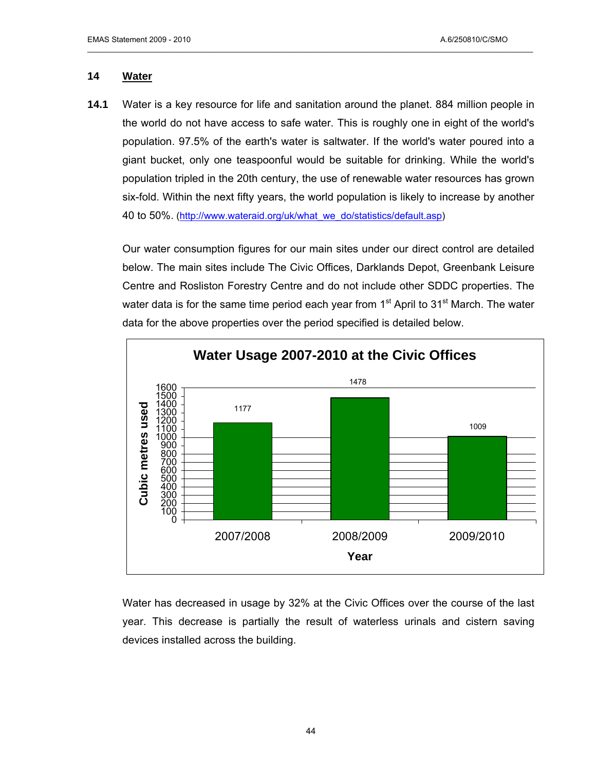## 14 Water

**14.1** Water is a key resource for life and sanitation around the planet. 884 million people in the world do not have access to safe water. This is roughly one in eight of the world's population. 97.5% of the earth's water is saltwater. If the world's water poured into a giant bucket, only one teaspoonful would be suitable for drinking. While the world's population tripled in the 20th century, the use of renewable water resources has grown six-fold. Within the next fifty years, the world population is likely to increase by another 40 to 50%. (http://www.wateraid.org/uk/what_we_do/statistics/default.asp)

Our water consumption figures for our main sites under our direct control are detailed below. The main sites include The Civic Offices, Darklands Depot, Greenbank Leisure Centre and Rosliston Forestry Centre and do not include other SDDC properties. The water data is for the same time period each year from 1st April to 31st March. The water data for the above properties over the period specified is detailed below.

**Water Usage 2007-2010 at the Civic Offices**

| Year | Cubic metres used |
|---|---|
| 2007/2008 | 1177 |
| 2008/2009 | 1478 |
| 2009/2010 | 1009 |

Water has decreased in usage by 32% at the Civic Offices over the course of the last year. This decrease is partially the result of waterless urinals and cistern saving devices installed across the building.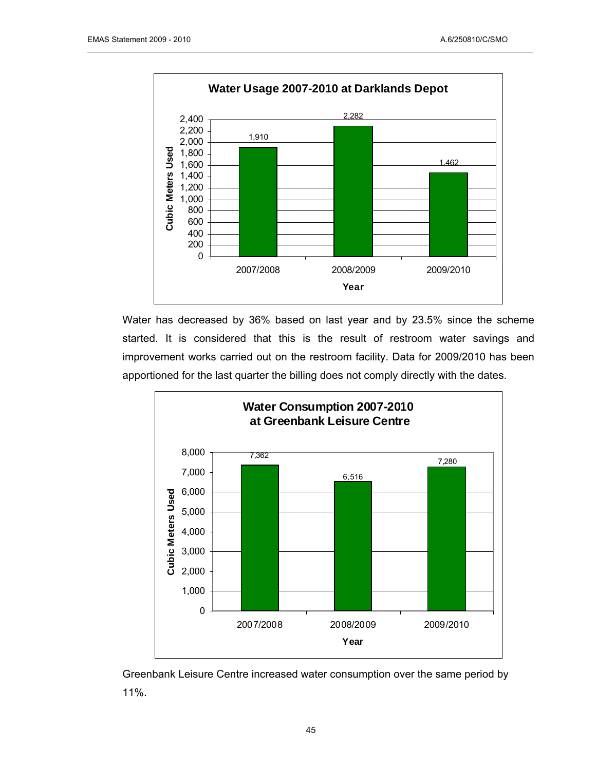**Water Usage 2007-2010 at Darklands Depot**

| Year | Cubic Meters Used |
|---|---|
| 2007/2008 | 1,910 |
| 2008/2009 | 2,282 |
| 2009/2010 | 1,462 |

Water has decreased by 36% based on last year and by 23.5% since the scheme started. It is considered that this is the result of restroom water savings and improvement works carried out on the restroom facility. Data for 2009/2010 has been apportioned for the last quarter the billing does not comply directly with the dates.

**Water Consumption 2007-2010 at Greenbank Leisure Centre**

| Year | Cubic Meters Used |
|---|---|
| 2007/2008 | 7,362 |
| 2008/2009 | 6,516 |
| 2009/2010 | 7,280 |

Greenbank Leisure Centre increased water consumption over the same period by 11%.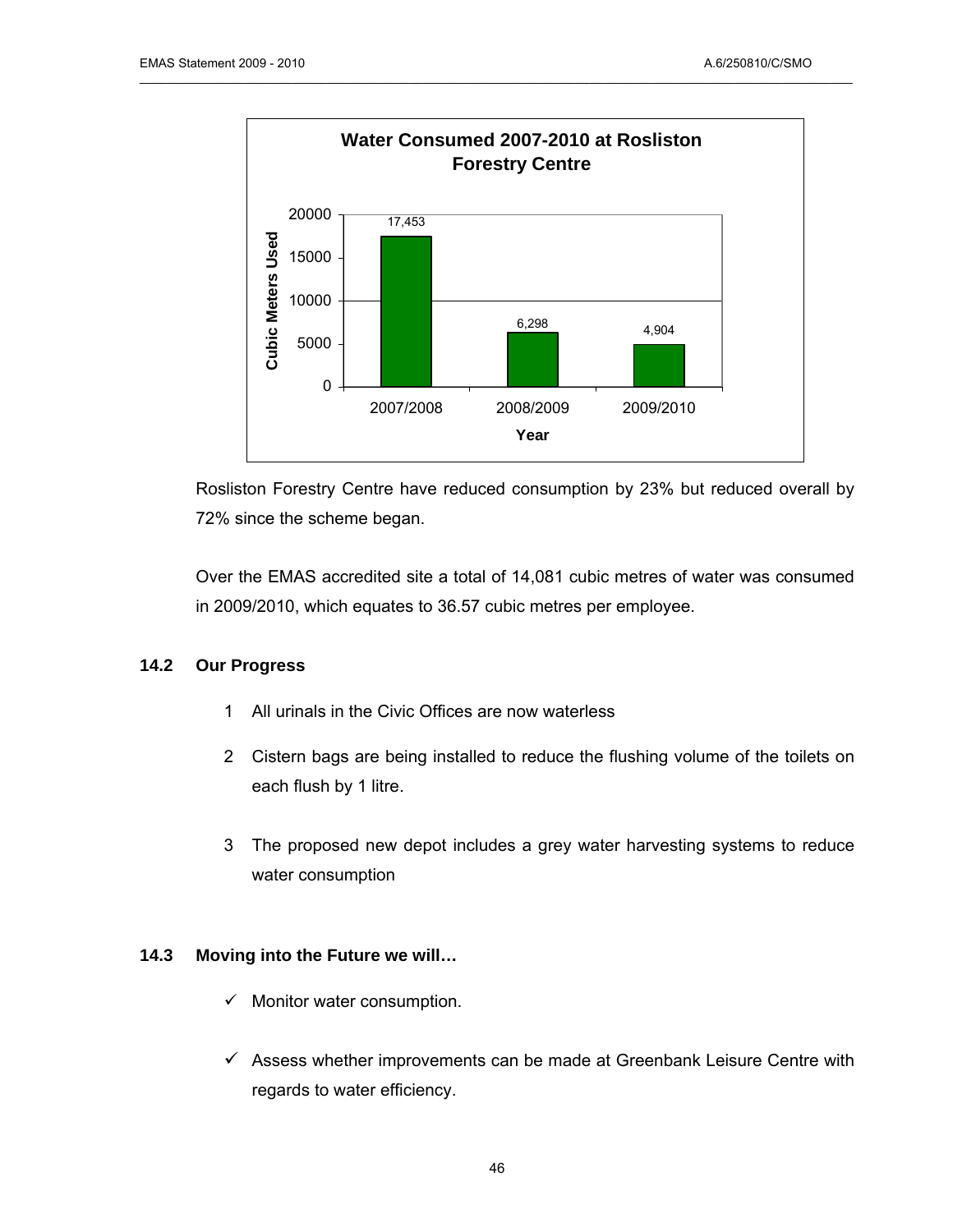**Water Consumed 2007-2010 at Rosliston Forestry Centre**

| Year | Cubic Meters Used |
| --- | --- |
| 2007/2008 | 17,453 |
| 2008/2009 | 6,298 |
| 2009/2010 | 4,904 |

Rosliston Forestry Centre have reduced consumption by 23% but reduced overall by 72% since the scheme began.

Over the EMAS accredited site a total of 14,081 cubic metres of water was consumed in 2009/2010, which equates to 36.57 cubic metres per employee.

## 14.2 Our Progress

1. All urinals in the Civic Offices are now waterless
2. Cistern bags are being installed to reduce the flushing volume of the toilets on each flush by 1 litre.
3. The proposed new depot includes a grey water harvesting systems to reduce water consumption

## 14.3 Moving into the Future we will…

- ✓ Monitor water consumption.
- ✓ Assess whether improvements can be made at Greenbank Leisure Centre with regards to water efficiency.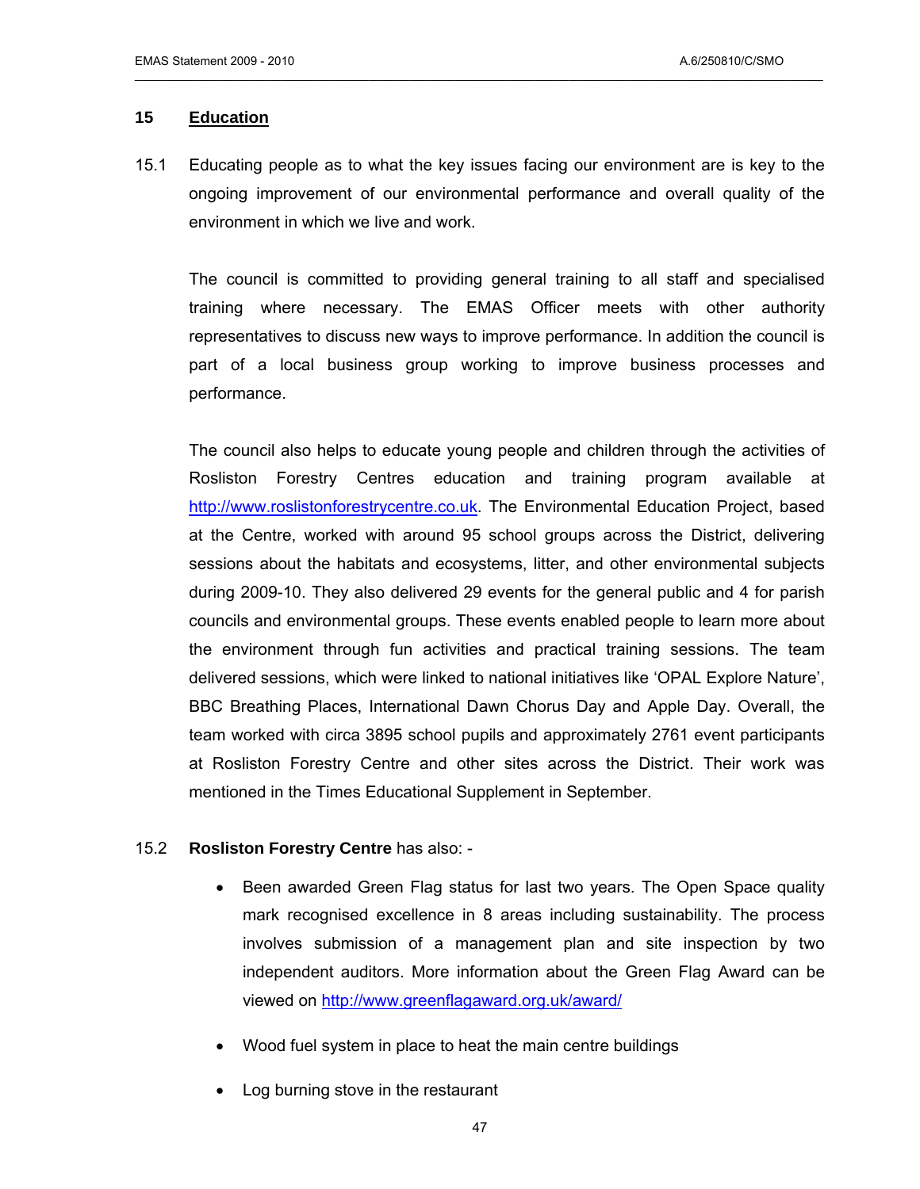## 15 Education

15.1 Educating people as to what the key issues facing our environment are is key to the ongoing improvement of our environmental performance and overall quality of the environment in which we live and work.

The council is committed to providing general training to all staff and specialised training where necessary. The EMAS Officer meets with other authority representatives to discuss new ways to improve performance. In addition the council is part of a local business group working to improve business processes and performance.

The council also helps to educate young people and children through the activities of Rosliston Forestry Centres education and training program available at http://www.roslistonforestrycentre.co.uk. The Environmental Education Project, based at the Centre, worked with around 95 school groups across the District, delivering sessions about the habitats and ecosystems, litter, and other environmental subjects during 2009-10. They also delivered 29 events for the general public and 4 for parish councils and environmental groups. These events enabled people to learn more about the environment through fun activities and practical training sessions. The team delivered sessions, which were linked to national initiatives like 'OPAL Explore Nature', BBC Breathing Places, International Dawn Chorus Day and Apple Day. Overall, the team worked with circa 3895 school pupils and approximately 2761 event participants at Rosliston Forestry Centre and other sites across the District. Their work was mentioned in the Times Educational Supplement in September.

15.2 **Rosliston Forestry Centre** has also: -

- Been awarded Green Flag status for last two years. The Open Space quality mark recognised excellence in 8 areas including sustainability. The process involves submission of a management plan and site inspection by two independent auditors. More information about the Green Flag Award can be viewed on http://www.greenflagaward.org.uk/award/
- Wood fuel system in place to heat the main centre buildings
- Log burning stove in the restaurant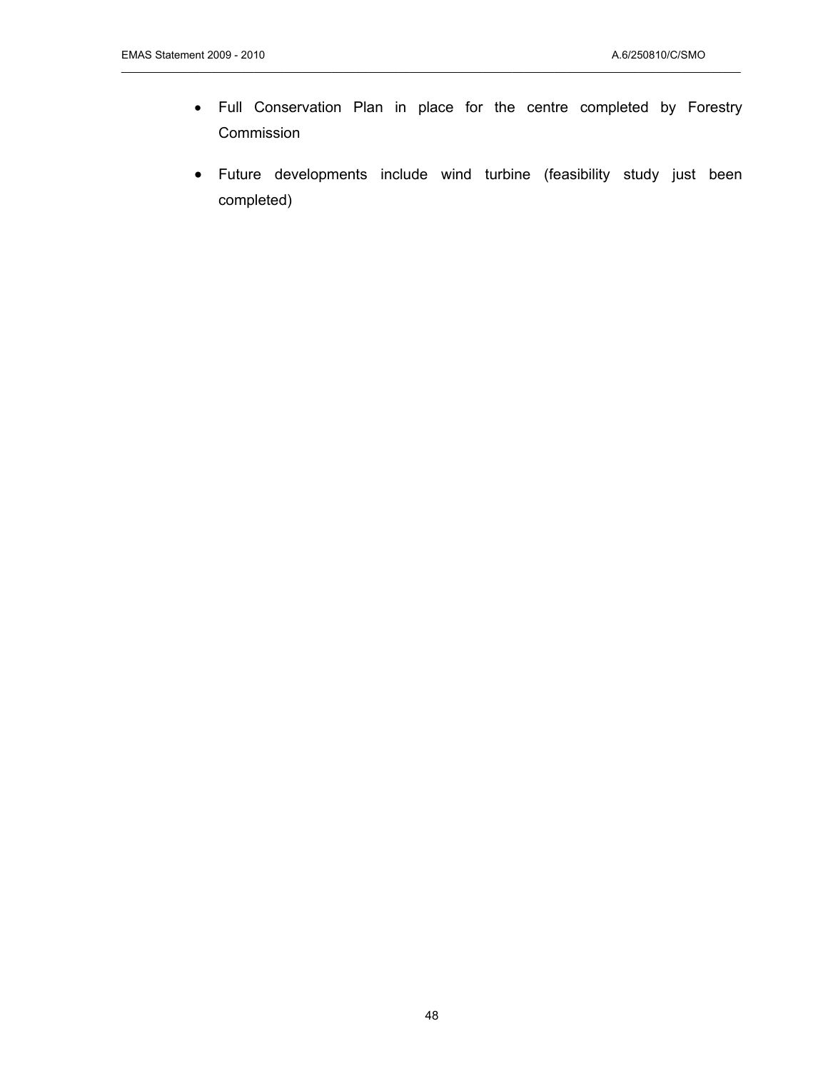- Full Conservation Plan in place for the centre completed by Forestry Commission

- Future developments include wind turbine (feasibility study just been completed)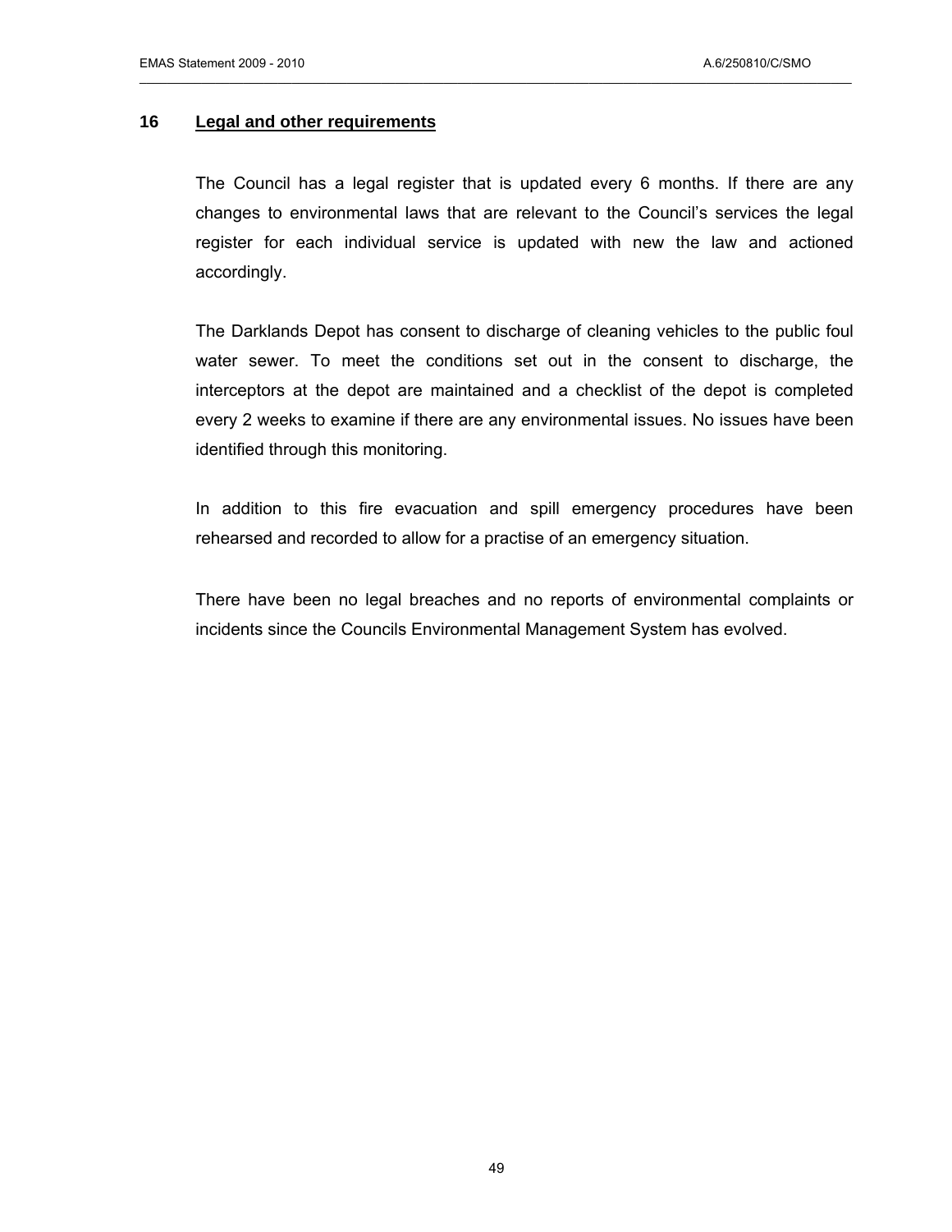## 16 Legal and other requirements

The Council has a legal register that is updated every 6 months. If there are any changes to environmental laws that are relevant to the Council's services the legal register for each individual service is updated with new the law and actioned accordingly.

The Darklands Depot has consent to discharge of cleaning vehicles to the public foul water sewer. To meet the conditions set out in the consent to discharge, the interceptors at the depot are maintained and a checklist of the depot is completed every 2 weeks to examine if there are any environmental issues. No issues have been identified through this monitoring.

In addition to this fire evacuation and spill emergency procedures have been rehearsed and recorded to allow for a practise of an emergency situation.

There have been no legal breaches and no reports of environmental complaints or incidents since the Councils Environmental Management System has evolved.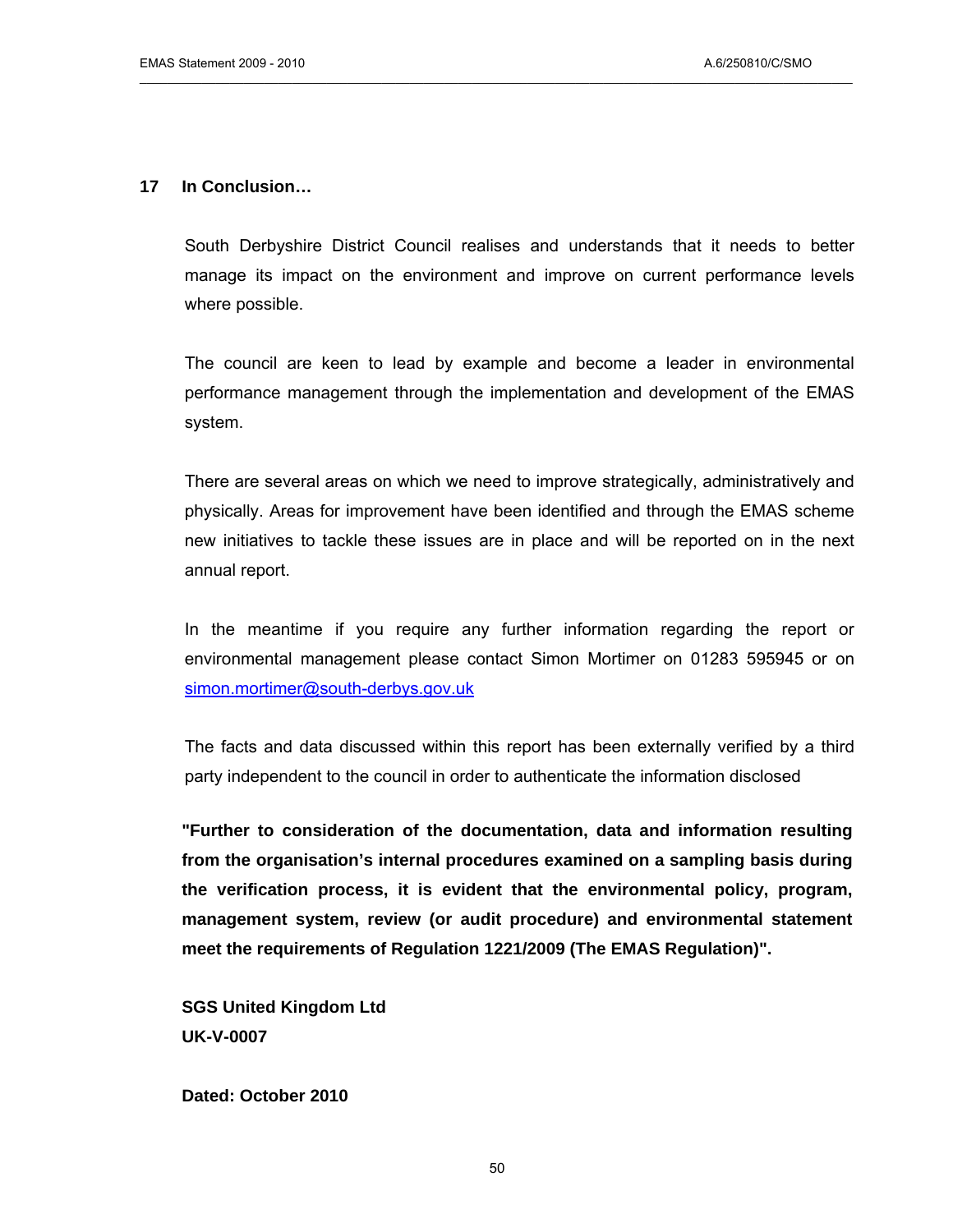## 17 In Conclusion…

South Derbyshire District Council realises and understands that it needs to better manage its impact on the environment and improve on current performance levels where possible.

The council are keen to lead by example and become a leader in environmental performance management through the implementation and development of the EMAS system.

There are several areas on which we need to improve strategically, administratively and physically. Areas for improvement have been identified and through the EMAS scheme new initiatives to tackle these issues are in place and will be reported on in the next annual report.

In the meantime if you require any further information regarding the report or environmental management please contact Simon Mortimer on 01283 595945 or on simon.mortimer@south-derbys.gov.uk

The facts and data discussed within this report has been externally verified by a third party independent to the council in order to authenticate the information disclosed

**"Further to consideration of the documentation, data and information resulting from the organisation's internal procedures examined on a sampling basis during the verification process, it is evident that the environmental policy, program, management system, review (or audit procedure) and environmental statement meet the requirements of Regulation 1221/2009 (The EMAS Regulation)".**

**SGS United Kingdom Ltd**
**UK-V-0007**

**Dated: October 2010**